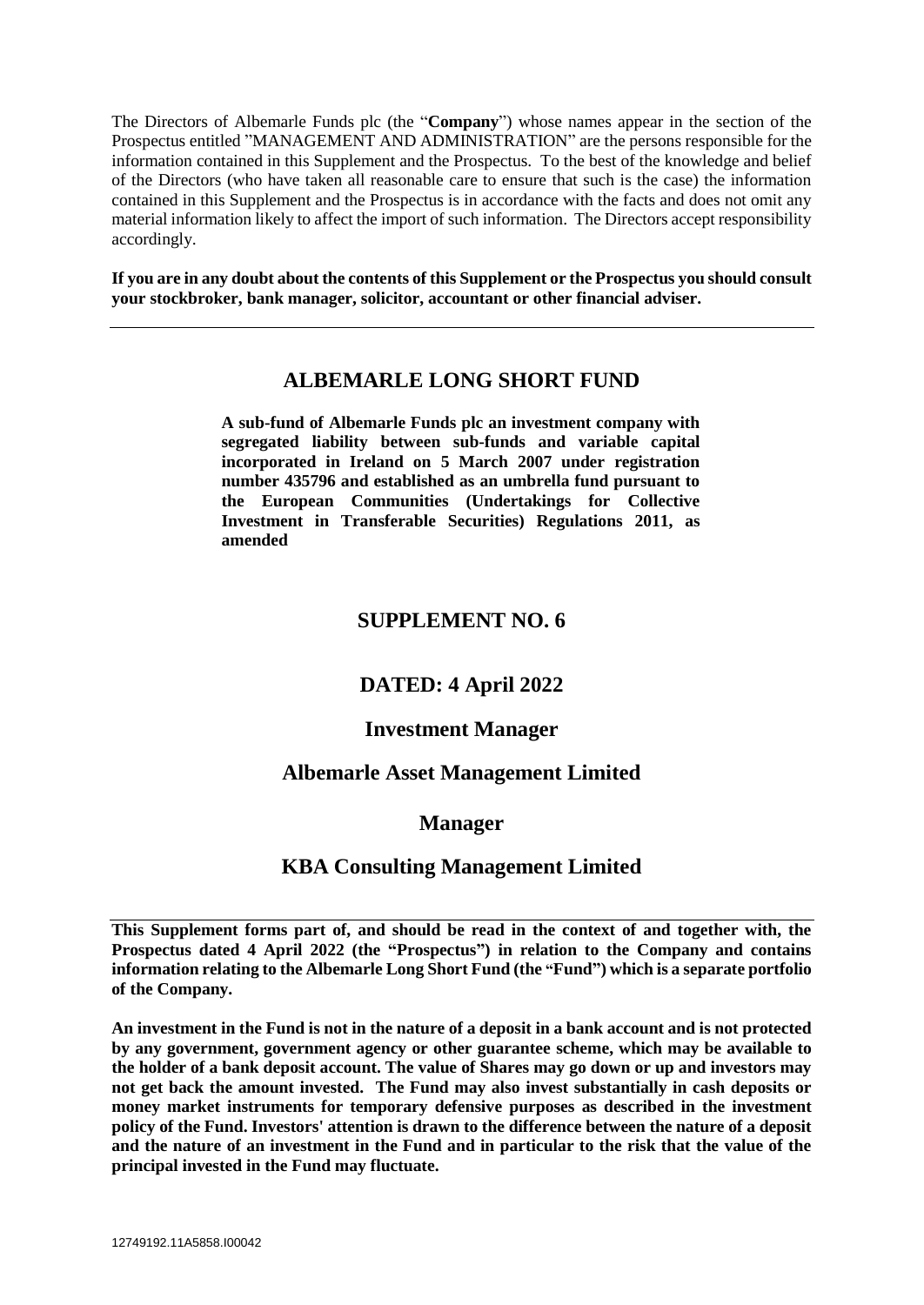The Directors of Albemarle Funds plc (the "**Company**") whose names appear in the section of the Prospectus entitled "MANAGEMENT AND ADMINISTRATION" are the persons responsible for the information contained in this Supplement and the Prospectus. To the best of the knowledge and belief of the Directors (who have taken all reasonable care to ensure that such is the case) the information contained in this Supplement and the Prospectus is in accordance with the facts and does not omit any material information likely to affect the import of such information. The Directors accept responsibility accordingly.

**If you are in any doubt about the contents of this Supplement or the Prospectus you should consult your stockbroker, bank manager, solicitor, accountant or other financial adviser.**

---

# ALBEMARLE LONG SHORT FUND

**A sub-fund of Albemarle Funds plc an investment company with segregated liability between sub-funds and variable capital incorporated in Ireland on 5 March 2007 under registration number 435796 and established as an umbrella fund pursuant to the European Communities (Undertakings for Collective Investment in Transferable Securities) Regulations 2011, as amended**

## SUPPLEMENT NO. 6

## DATED: 4 April 2022

## Investment Manager

## Albemarle Asset Management Limited

## Manager

## KBA Consulting Management Limited

---

**This Supplement forms part of, and should be read in the context of and together with, the Prospectus dated 4 April 2022 (the "Prospectus") in relation to the Company and contains information relating to the Albemarle Long Short Fund (the "Fund") which is a separate portfolio of the Company.**

**An investment in the Fund is not in the nature of a deposit in a bank account and is not protected by any government, government agency or other guarantee scheme, which may be available to the holder of a bank deposit account. The value of Shares may go down or up and investors may not get back the amount invested. The Fund may also invest substantially in cash deposits or money market instruments for temporary defensive purposes as described in the investment policy of the Fund. Investors' attention is drawn to the difference between the nature of a deposit and the nature of an investment in the Fund and in particular to the risk that the value of the principal invested in the Fund may fluctuate.**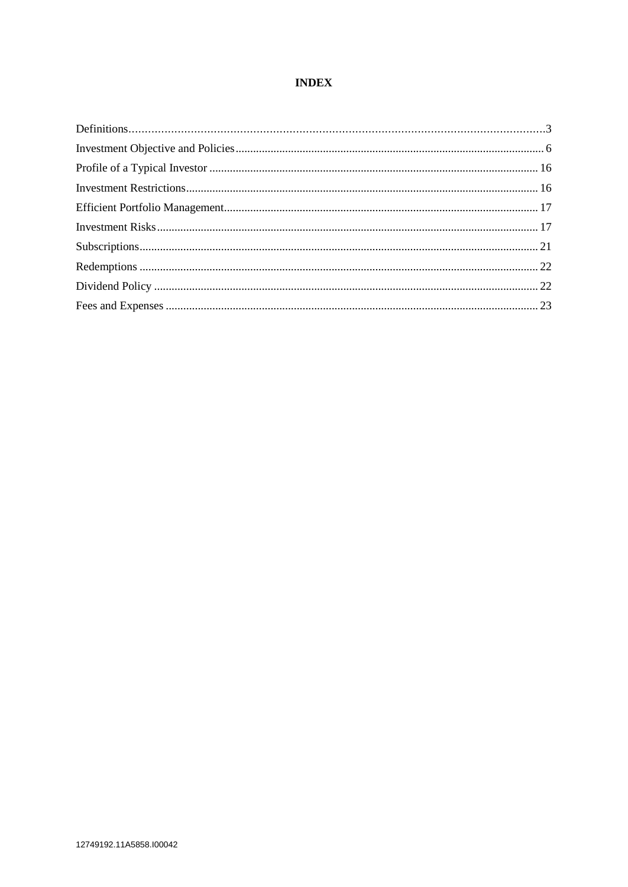# INDEX

| | |
|---|---|
| Definitions | 3 |
| Investment Objective and Policies | 6 |
| Profile of a Typical Investor | 16 |
| Investment Restrictions | 16 |
| Efficient Portfolio Management | 17 |
| Investment Risks | 17 |
| Subscriptions | 21 |
| Redemptions | 22 |
| Dividend Policy | 22 |
| Fees and Expenses | 23 |

12749192.11A5858.I00042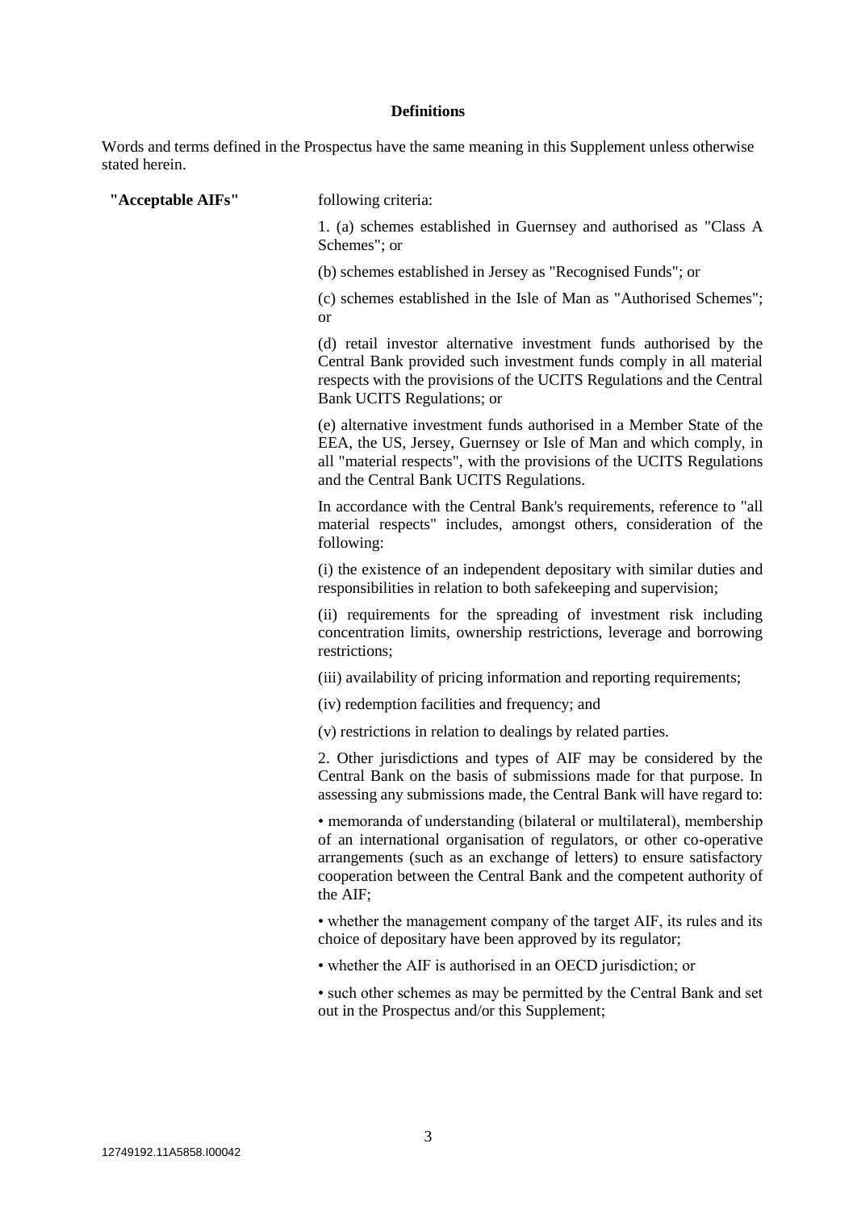**Definitions**

Words and terms defined in the Prospectus have the same meaning in this Supplement unless otherwise stated herein.

**"Acceptable AIFs"** following criteria:

1. (a) schemes established in Guernsey and authorised as "Class A Schemes"; or

(b) schemes established in Jersey as "Recognised Funds"; or

(c) schemes established in the Isle of Man as "Authorised Schemes"; or

(d) retail investor alternative investment funds authorised by the Central Bank provided such investment funds comply in all material respects with the provisions of the UCITS Regulations and the Central Bank UCITS Regulations; or

(e) alternative investment funds authorised in a Member State of the EEA, the US, Jersey, Guernsey or Isle of Man and which comply, in all "material respects", with the provisions of the UCITS Regulations and the Central Bank UCITS Regulations.

In accordance with the Central Bank's requirements, reference to "all material respects" includes, amongst others, consideration of the following:

(i) the existence of an independent depositary with similar duties and responsibilities in relation to both safekeeping and supervision;

(ii) requirements for the spreading of investment risk including concentration limits, ownership restrictions, leverage and borrowing restrictions;

(iii) availability of pricing information and reporting requirements;

(iv) redemption facilities and frequency; and

(v) restrictions in relation to dealings by related parties.

2. Other jurisdictions and types of AIF may be considered by the Central Bank on the basis of submissions made for that purpose. In assessing any submissions made, the Central Bank will have regard to:

- memoranda of understanding (bilateral or multilateral), membership of an international organisation of regulators, or other co-operative arrangements (such as an exchange of letters) to ensure satisfactory cooperation between the Central Bank and the competent authority of the AIF;
- whether the management company of the target AIF, its rules and its choice of depositary have been approved by its regulator;
- whether the AIF is authorised in an OECD jurisdiction; or
- such other schemes as may be permitted by the Central Bank and set out in the Prospectus and/or this Supplement;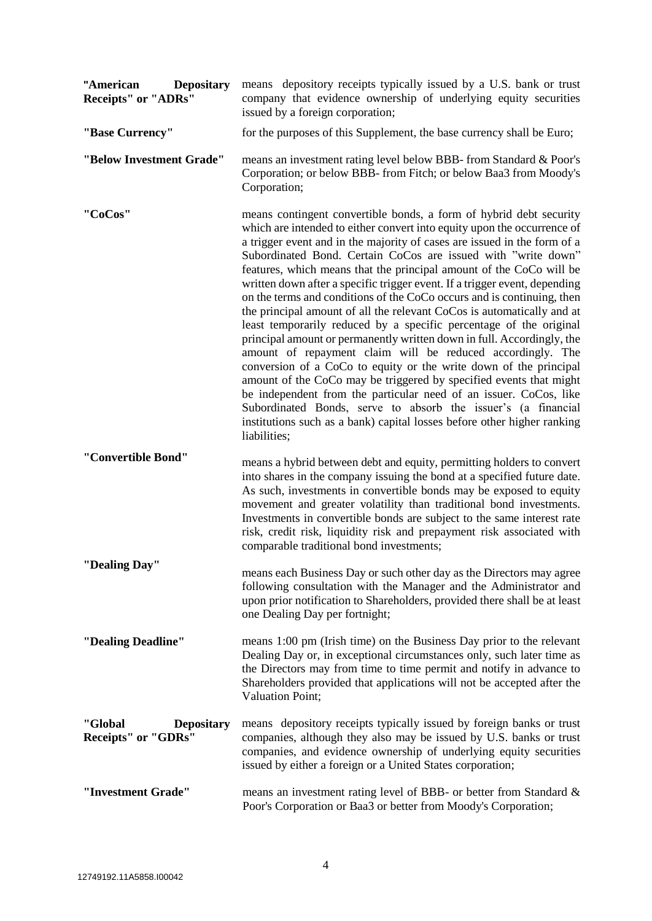| | |
|---|---|
| **"American Depositary Receipts" or "ADRs"** | means depository receipts typically issued by a U.S. bank or trust company that evidence ownership of underlying equity securities issued by a foreign corporation; |
| **"Base Currency"** | for the purposes of this Supplement, the base currency shall be Euro; |
| **"Below Investment Grade"** | means an investment rating level below BBB- from Standard & Poor's Corporation; or below BBB- from Fitch; or below Baa3 from Moody's Corporation; |
| **"CoCos"** | means contingent convertible bonds, a form of hybrid debt security which are intended to either convert into equity upon the occurrence of a trigger event and in the majority of cases are issued in the form of a Subordinated Bond. Certain CoCos are issued with "write down" features, which means that the principal amount of the CoCo will be written down after a specific trigger event. If a trigger event, depending on the terms and conditions of the CoCo occurs and is continuing, then the principal amount of all the relevant CoCos is automatically and at least temporarily reduced by a specific percentage of the original principal amount or permanently written down in full. Accordingly, the amount of repayment claim will be reduced accordingly. The conversion of a CoCo to equity or the write down of the principal amount of the CoCo may be triggered by specified events that might be independent from the particular need of an issuer. CoCos, like Subordinated Bonds, serve to absorb the issuer's (a financial institutions such as a bank) capital losses before other higher ranking liabilities; |
| **"Convertible Bond"** | means a hybrid between debt and equity, permitting holders to convert into shares in the company issuing the bond at a specified future date. As such, investments in convertible bonds may be exposed to equity movement and greater volatility than traditional bond investments. Investments in convertible bonds are subject to the same interest rate risk, credit risk, liquidity risk and prepayment risk associated with comparable traditional bond investments; |
| **"Dealing Day"** | means each Business Day or such other day as the Directors may agree following consultation with the Manager and the Administrator and upon prior notification to Shareholders, provided there shall be at least one Dealing Day per fortnight; |
| **"Dealing Deadline"** | means 1:00 pm (Irish time) on the Business Day prior to the relevant Dealing Day or, in exceptional circumstances only, such later time as the Directors may from time to time permit and notify in advance to Shareholders provided that applications will not be accepted after the Valuation Point; |
| **"Global Depositary Receipts" or "GDRs"** | means depository receipts typically issued by foreign banks or trust companies, although they also may be issued by U.S. banks or trust companies, and evidence ownership of underlying equity securities issued by either a foreign or a United States corporation; |
| **"Investment Grade"** | means an investment rating level of BBB- or better from Standard & Poor's Corporation or Baa3 or better from Moody's Corporation; |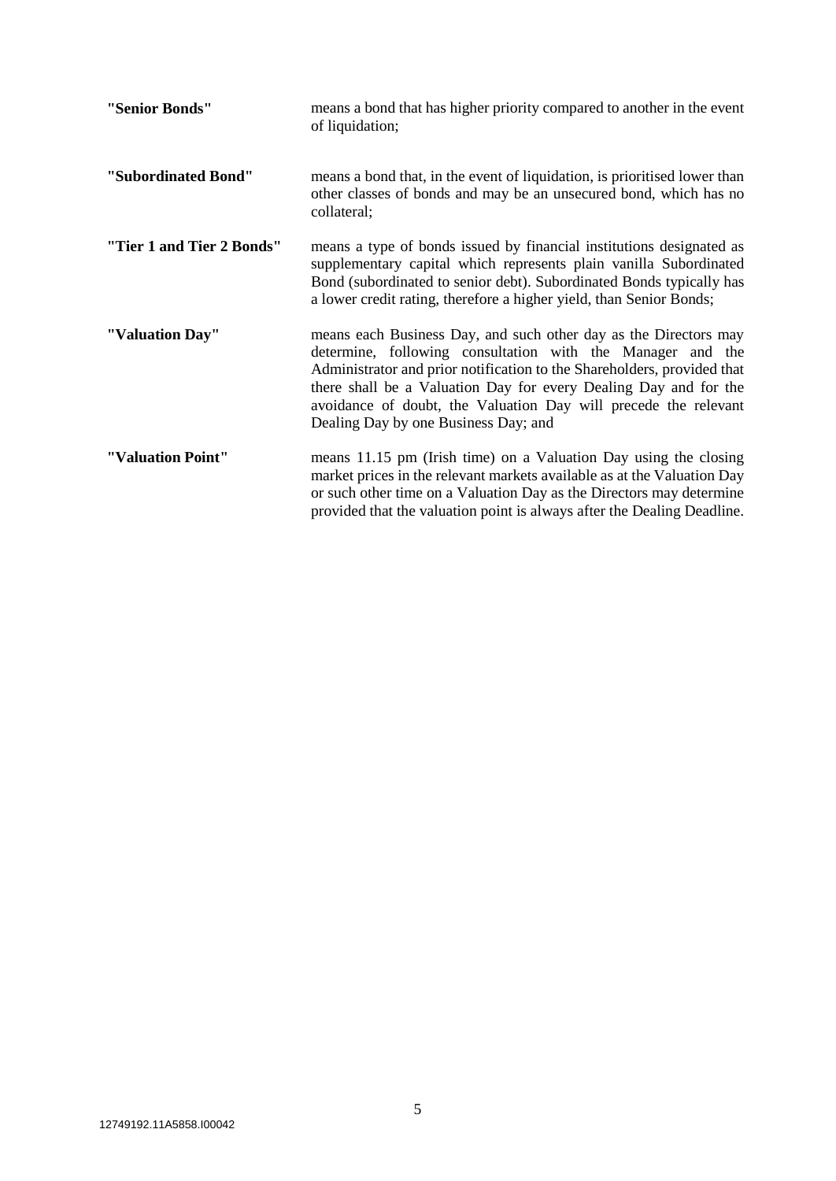**"Senior Bonds"** means a bond that has higher priority compared to another in the event of liquidation;

**"Subordinated Bond"** means a bond that, in the event of liquidation, is prioritised lower than other classes of bonds and may be an unsecured bond, which has no collateral;

**"Tier 1 and Tier 2 Bonds"** means a type of bonds issued by financial institutions designated as supplementary capital which represents plain vanilla Subordinated Bond (subordinated to senior debt). Subordinated Bonds typically has a lower credit rating, therefore a higher yield, than Senior Bonds;

**"Valuation Day"** means each Business Day, and such other day as the Directors may determine, following consultation with the Manager and the Administrator and prior notification to the Shareholders, provided that there shall be a Valuation Day for every Dealing Day and for the avoidance of doubt, the Valuation Day will precede the relevant Dealing Day by one Business Day; and

**"Valuation Point"** means 11.15 pm (Irish time) on a Valuation Day using the closing market prices in the relevant markets available as at the Valuation Day or such other time on a Valuation Day as the Directors may determine provided that the valuation point is always after the Dealing Deadline.

12749192.11A5858.I00042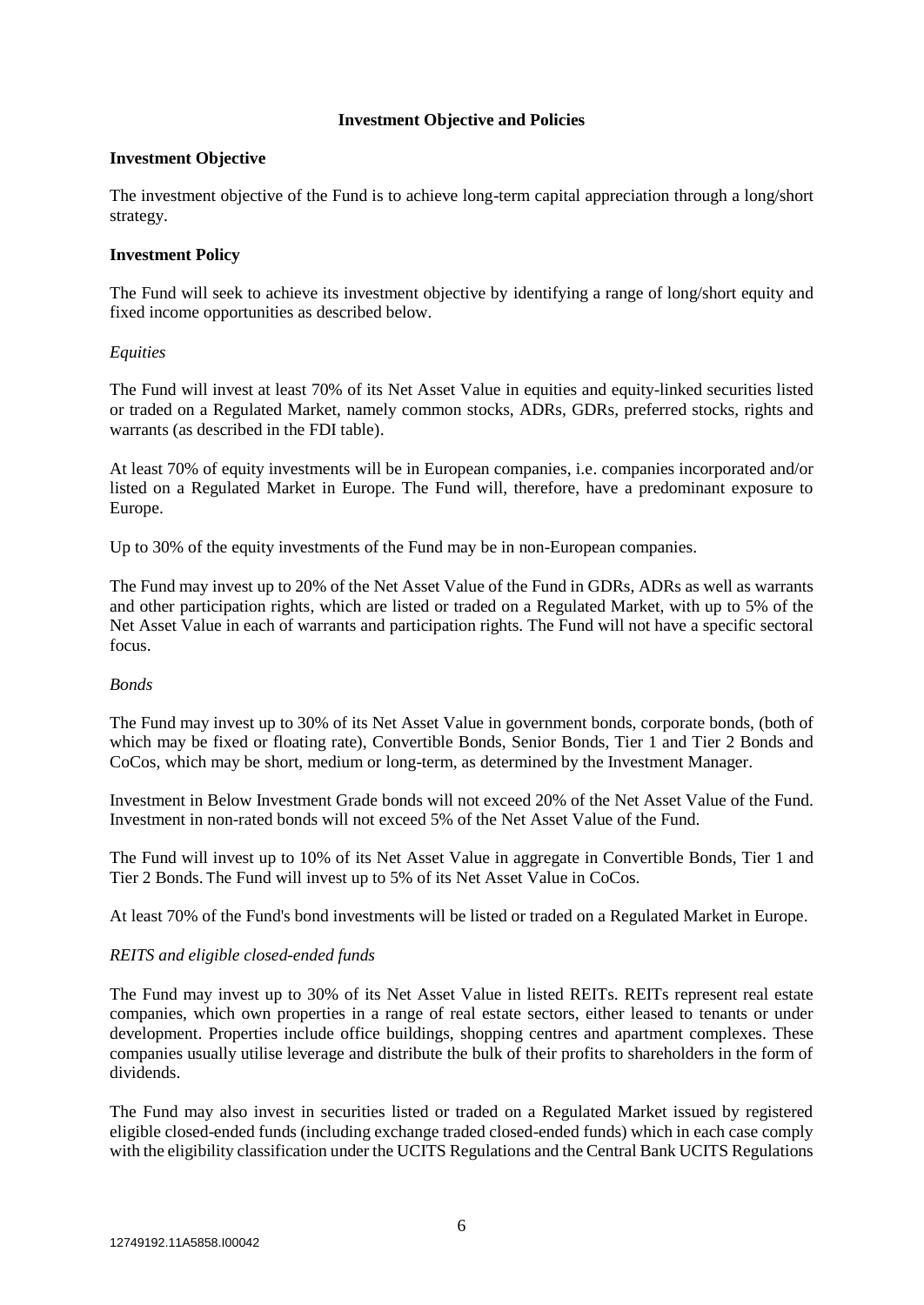## Investment Objective and Policies

### Investment Objective

The investment objective of the Fund is to achieve long-term capital appreciation through a long/short strategy.

### Investment Policy

The Fund will seek to achieve its investment objective by identifying a range of long/short equity and fixed income opportunities as described below.

*Equities*

The Fund will invest at least 70% of its Net Asset Value in equities and equity-linked securities listed or traded on a Regulated Market, namely common stocks, ADRs, GDRs, preferred stocks, rights and warrants (as described in the FDI table).

At least 70% of equity investments will be in European companies, i.e. companies incorporated and/or listed on a Regulated Market in Europe. The Fund will, therefore, have a predominant exposure to Europe.

Up to 30% of the equity investments of the Fund may be in non-European companies.

The Fund may invest up to 20% of the Net Asset Value of the Fund in GDRs, ADRs as well as warrants and other participation rights, which are listed or traded on a Regulated Market, with up to 5% of the Net Asset Value in each of warrants and participation rights. The Fund will not have a specific sectoral focus.

*Bonds*

The Fund may invest up to 30% of its Net Asset Value in government bonds, corporate bonds, (both of which may be fixed or floating rate), Convertible Bonds, Senior Bonds, Tier 1 and Tier 2 Bonds and CoCos, which may be short, medium or long-term, as determined by the Investment Manager.

Investment in Below Investment Grade bonds will not exceed 20% of the Net Asset Value of the Fund. Investment in non-rated bonds will not exceed 5% of the Net Asset Value of the Fund.

The Fund will invest up to 10% of its Net Asset Value in aggregate in Convertible Bonds, Tier 1 and Tier 2 Bonds. The Fund will invest up to 5% of its Net Asset Value in CoCos.

At least 70% of the Fund's bond investments will be listed or traded on a Regulated Market in Europe.

*REITS and eligible closed-ended funds*

The Fund may invest up to 30% of its Net Asset Value in listed REITs. REITs represent real estate companies, which own properties in a range of real estate sectors, either leased to tenants or under development. Properties include office buildings, shopping centres and apartment complexes. These companies usually utilise leverage and distribute the bulk of their profits to shareholders in the form of dividends.

The Fund may also invest in securities listed or traded on a Regulated Market issued by registered eligible closed-ended funds (including exchange traded closed-ended funds) which in each case comply with the eligibility classification under the UCITS Regulations and the Central Bank UCITS Regulations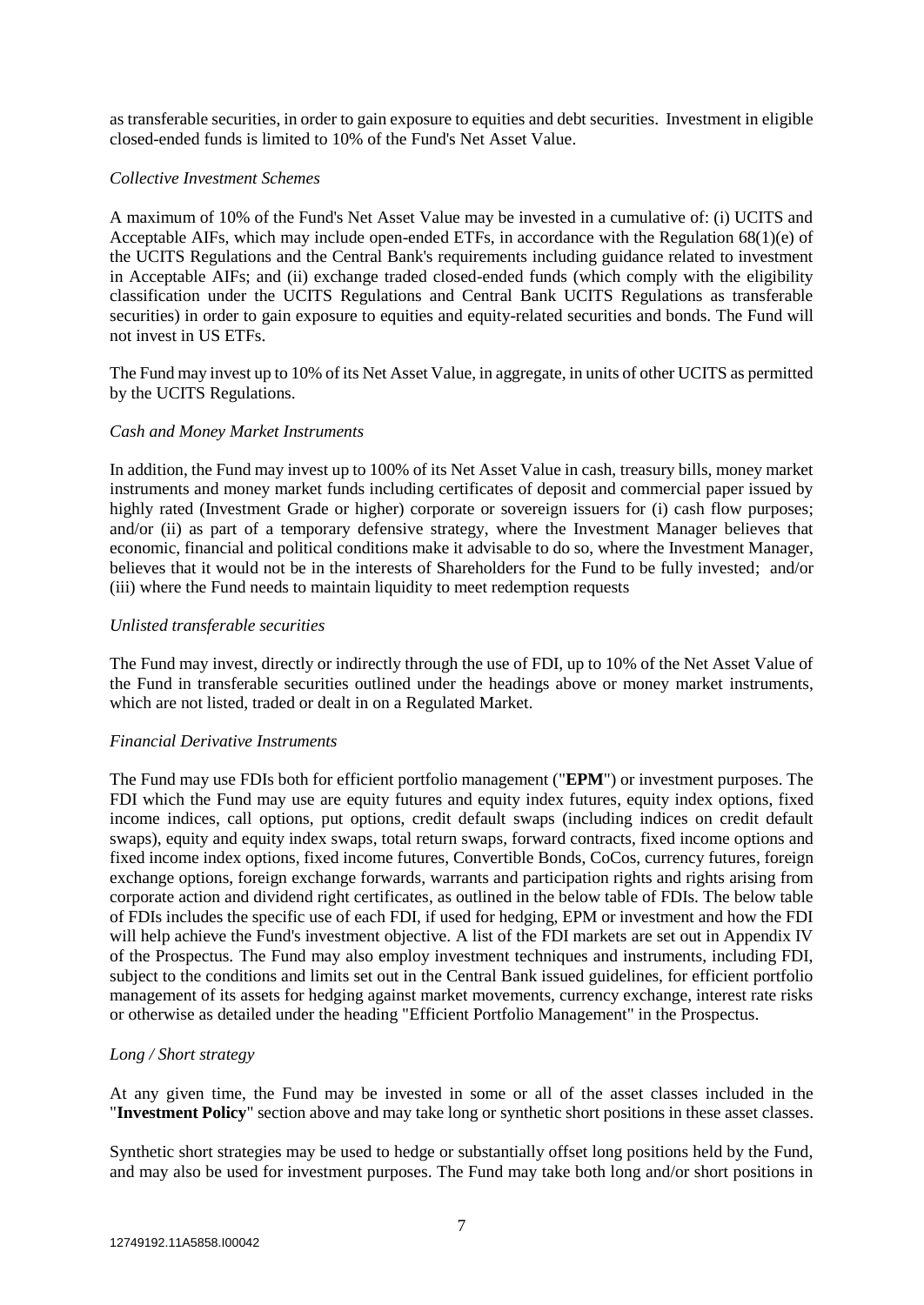as transferable securities, in order to gain exposure to equities and debt securities. Investment in eligible closed-ended funds is limited to 10% of the Fund's Net Asset Value.

*Collective Investment Schemes*

A maximum of 10% of the Fund's Net Asset Value may be invested in a cumulative of: (i) UCITS and Acceptable AIFs, which may include open-ended ETFs, in accordance with the Regulation 68(1)(e) of the UCITS Regulations and the Central Bank's requirements including guidance related to investment in Acceptable AIFs; and (ii) exchange traded closed-ended funds (which comply with the eligibility classification under the UCITS Regulations and Central Bank UCITS Regulations as transferable securities) in order to gain exposure to equities and equity-related securities and bonds. The Fund will not invest in US ETFs.

The Fund may invest up to 10% of its Net Asset Value, in aggregate, in units of other UCITS as permitted by the UCITS Regulations.

*Cash and Money Market Instruments*

In addition, the Fund may invest up to 100% of its Net Asset Value in cash, treasury bills, money market instruments and money market funds including certificates of deposit and commercial paper issued by highly rated (Investment Grade or higher) corporate or sovereign issuers for (i) cash flow purposes; and/or (ii) as part of a temporary defensive strategy, where the Investment Manager believes that economic, financial and political conditions make it advisable to do so, where the Investment Manager, believes that it would not be in the interests of Shareholders for the Fund to be fully invested; and/or (iii) where the Fund needs to maintain liquidity to meet redemption requests

*Unlisted transferable securities*

The Fund may invest, directly or indirectly through the use of FDI, up to 10% of the Net Asset Value of the Fund in transferable securities outlined under the headings above or money market instruments, which are not listed, traded or dealt in on a Regulated Market.

*Financial Derivative Instruments*

The Fund may use FDIs both for efficient portfolio management ("**EPM**") or investment purposes. The FDI which the Fund may use are equity futures and equity index futures, equity index options, fixed income indices, call options, put options, credit default swaps (including indices on credit default swaps), equity and equity index swaps, total return swaps, forward contracts, fixed income options and fixed income index options, fixed income futures, Convertible Bonds, CoCos, currency futures, foreign exchange options, foreign exchange forwards, warrants and participation rights and rights arising from corporate action and dividend right certificates, as outlined in the below table of FDIs. The below table of FDIs includes the specific use of each FDI, if used for hedging, EPM or investment and how the FDI will help achieve the Fund's investment objective. A list of the FDI markets are set out in Appendix IV of the Prospectus. The Fund may also employ investment techniques and instruments, including FDI, subject to the conditions and limits set out in the Central Bank issued guidelines, for efficient portfolio management of its assets for hedging against market movements, currency exchange, interest rate risks or otherwise as detailed under the heading "Efficient Portfolio Management" in the Prospectus.

*Long / Short strategy*

At any given time, the Fund may be invested in some or all of the asset classes included in the "**Investment Policy**" section above and may take long or synthetic short positions in these asset classes.

Synthetic short strategies may be used to hedge or substantially offset long positions held by the Fund, and may also be used for investment purposes. The Fund may take both long and/or short positions in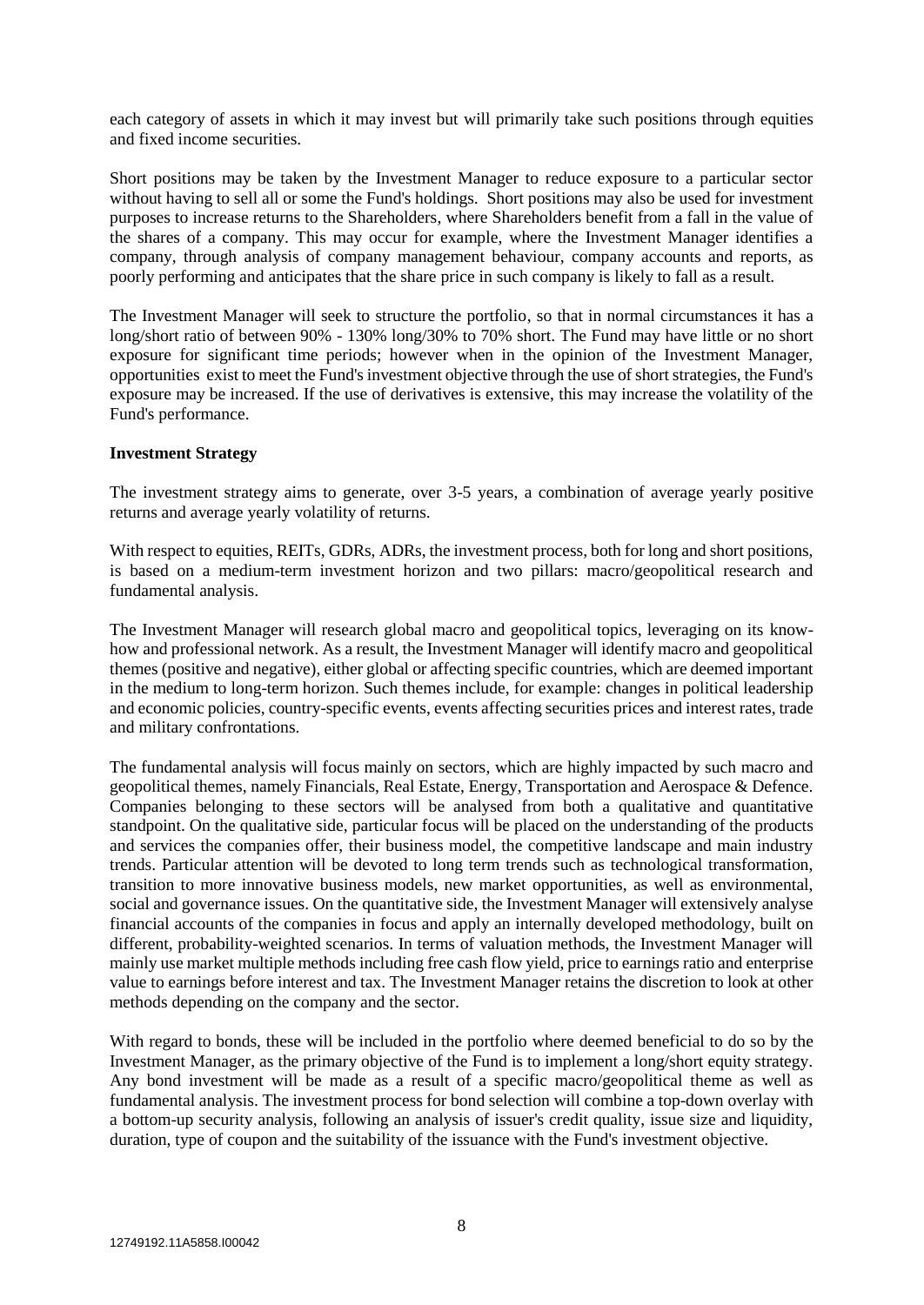each category of assets in which it may invest but will primarily take such positions through equities and fixed income securities.

Short positions may be taken by the Investment Manager to reduce exposure to a particular sector without having to sell all or some the Fund's holdings. Short positions may also be used for investment purposes to increase returns to the Shareholders, where Shareholders benefit from a fall in the value of the shares of a company. This may occur for example, where the Investment Manager identifies a company, through analysis of company management behaviour, company accounts and reports, as poorly performing and anticipates that the share price in such company is likely to fall as a result.

The Investment Manager will seek to structure the portfolio, so that in normal circumstances it has a long/short ratio of between 90% - 130% long/30% to 70% short. The Fund may have little or no short exposure for significant time periods; however when in the opinion of the Investment Manager, opportunities exist to meet the Fund's investment objective through the use of short strategies, the Fund's exposure may be increased. If the use of derivatives is extensive, this may increase the volatility of the Fund's performance.

**Investment Strategy**

The investment strategy aims to generate, over 3-5 years, a combination of average yearly positive returns and average yearly volatility of returns.

With respect to equities, REITs, GDRs, ADRs, the investment process, both for long and short positions, is based on a medium-term investment horizon and two pillars: macro/geopolitical research and fundamental analysis.

The Investment Manager will research global macro and geopolitical topics, leveraging on its know-how and professional network. As a result, the Investment Manager will identify macro and geopolitical themes (positive and negative), either global or affecting specific countries, which are deemed important in the medium to long-term horizon. Such themes include, for example: changes in political leadership and economic policies, country-specific events, events affecting securities prices and interest rates, trade and military confrontations.

The fundamental analysis will focus mainly on sectors, which are highly impacted by such macro and geopolitical themes, namely Financials, Real Estate, Energy, Transportation and Aerospace & Defence. Companies belonging to these sectors will be analysed from both a qualitative and quantitative standpoint. On the qualitative side, particular focus will be placed on the understanding of the products and services the companies offer, their business model, the competitive landscape and main industry trends. Particular attention will be devoted to long term trends such as technological transformation, transition to more innovative business models, new market opportunities, as well as environmental, social and governance issues. On the quantitative side, the Investment Manager will extensively analyse financial accounts of the companies in focus and apply an internally developed methodology, built on different, probability-weighted scenarios. In terms of valuation methods, the Investment Manager will mainly use market multiple methods including free cash flow yield, price to earnings ratio and enterprise value to earnings before interest and tax. The Investment Manager retains the discretion to look at other methods depending on the company and the sector.

With regard to bonds, these will be included in the portfolio where deemed beneficial to do so by the Investment Manager, as the primary objective of the Fund is to implement a long/short equity strategy. Any bond investment will be made as a result of a specific macro/geopolitical theme as well as fundamental analysis. The investment process for bond selection will combine a top-down overlay with a bottom-up security analysis, following an analysis of issuer's credit quality, issue size and liquidity, duration, type of coupon and the suitability of the issuance with the Fund's investment objective.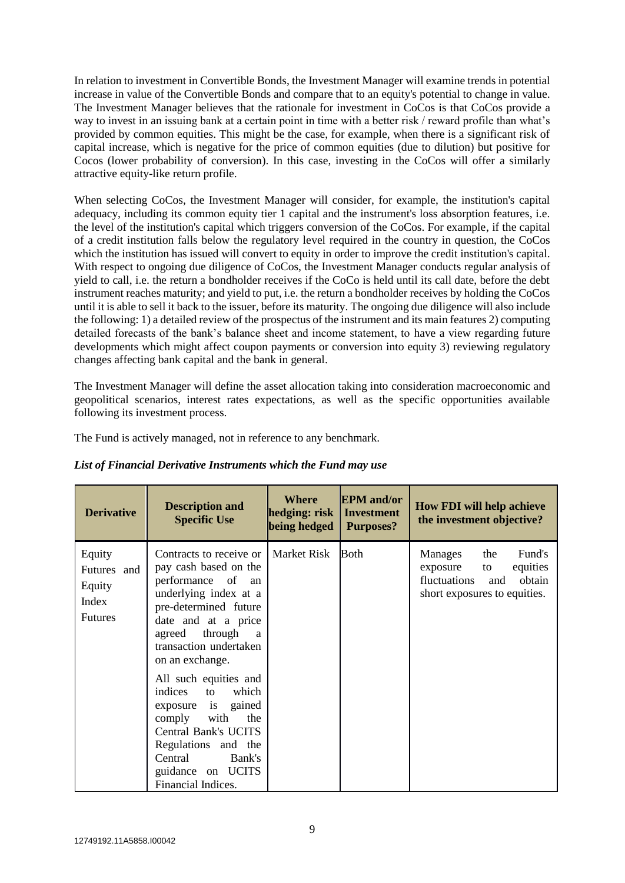In relation to investment in Convertible Bonds, the Investment Manager will examine trends in potential increase in value of the Convertible Bonds and compare that to an equity's potential to change in value. The Investment Manager believes that the rationale for investment in CoCos is that CoCos provide a way to invest in an issuing bank at a certain point in time with a better risk / reward profile than what's provided by common equities. This might be the case, for example, when there is a significant risk of capital increase, which is negative for the price of common equities (due to dilution) but positive for Cocos (lower probability of conversion). In this case, investing in the CoCos will offer a similarly attractive equity-like return profile.

When selecting CoCos, the Investment Manager will consider, for example, the institution's capital adequacy, including its common equity tier 1 capital and the instrument's loss absorption features, i.e. the level of the institution's capital which triggers conversion of the CoCos. For example, if the capital of a credit institution falls below the regulatory level required in the country in question, the CoCos which the institution has issued will convert to equity in order to improve the credit institution's capital. With respect to ongoing due diligence of CoCos, the Investment Manager conducts regular analysis of yield to call, i.e. the return a bondholder receives if the CoCo is held until its call date, before the debt instrument reaches maturity; and yield to put, i.e. the return a bondholder receives by holding the CoCos until it is able to sell it back to the issuer, before its maturity. The ongoing due diligence will also include the following: 1) a detailed review of the prospectus of the instrument and its main features 2) computing detailed forecasts of the bank's balance sheet and income statement, to have a view regarding future developments which might affect coupon payments or conversion into equity 3) reviewing regulatory changes affecting bank capital and the bank in general.

The Investment Manager will define the asset allocation taking into consideration macroeconomic and geopolitical scenarios, interest rates expectations, as well as the specific opportunities available following its investment process.

The Fund is actively managed, not in reference to any benchmark.

***List of Financial Derivative Instruments which the Fund may use***

| Derivative | Description and Specific Use | Where hedging: risk being hedged | EPM and/or Investment Purposes? | How FDI will help achieve the investment objective? |
|---|---|---|---|---|
| Equity Futures and Equity Index Futures | Contracts to receive or pay cash based on the performance of an underlying index at a pre-determined future date and at a price agreed through a transaction undertaken on an exchange.<br><br>All such equities and indices to which exposure is gained comply with the Central Bank's UCITS Regulations and the Central Bank's guidance on UCITS Financial Indices. | Market Risk | Both | Manages the Fund's exposure to equities fluctuations and obtain short exposures to equities. |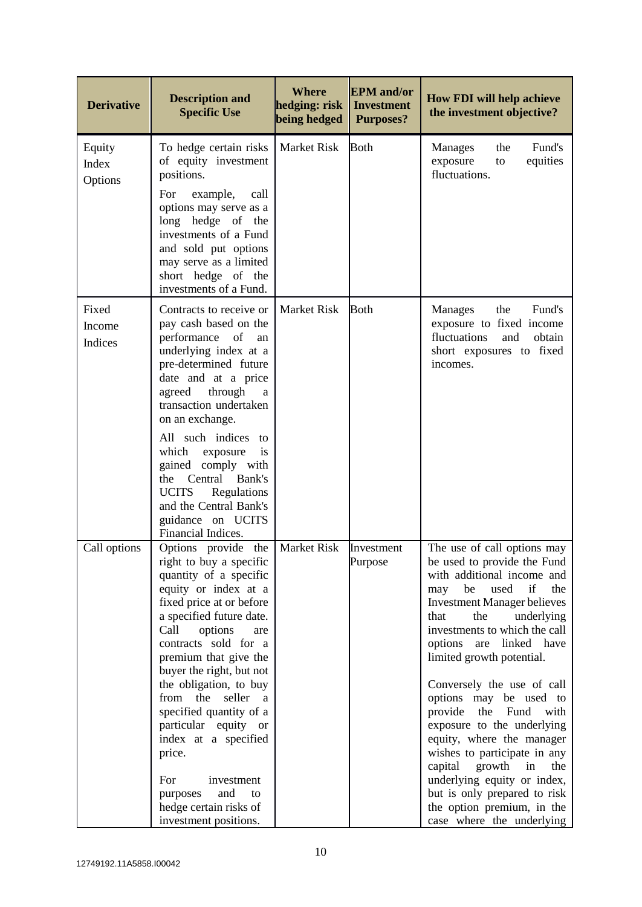| Derivative | Description and Specific Use | Where hedging: risk being hedged | EPM and/or Investment Purposes? | How FDI will help achieve the investment objective? |
| --- | --- | --- | --- | --- |
| Equity Index Options | To hedge certain risks of equity investment positions.<br><br>For example, call options may serve as a long hedge of the investments of a Fund and sold put options may serve as a limited short hedge of the investments of a Fund. | Market Risk | Both | Manages the Fund's exposure to equities fluctuations. |
| Fixed Income Indices | Contracts to receive or pay cash based on the performance of an underlying index at a pre-determined future date and at a price agreed through a transaction undertaken on an exchange.<br><br>All such indices to which exposure is gained comply with the Central Bank's UCITS Regulations and the Central Bank's guidance on UCITS Financial Indices. | Market Risk | Both | Manages the Fund's exposure to fixed income fluctuations and obtain short exposures to fixed incomes. |
| Call options | Options provide the right to buy a specific quantity of a specific equity or index at a fixed price at or before a specified future date. Call options are contracts sold for a premium that give the buyer the right, but not the obligation, to buy from the seller a specified quantity of a particular equity or index at a specified price.<br><br>For investment purposes and to hedge certain risks of investment positions. | Market Risk | Investment Purpose | The use of call options may be used to provide the Fund with additional income and may be used if the Investment Manager believes that the underlying investments to which the call options are linked have limited growth potential.<br><br>Conversely the use of call options may be used to provide the Fund with exposure to the underlying equity, where the manager wishes to participate in any capital growth in the underlying equity or index, but is only prepared to risk the option premium, in the case where the underlying |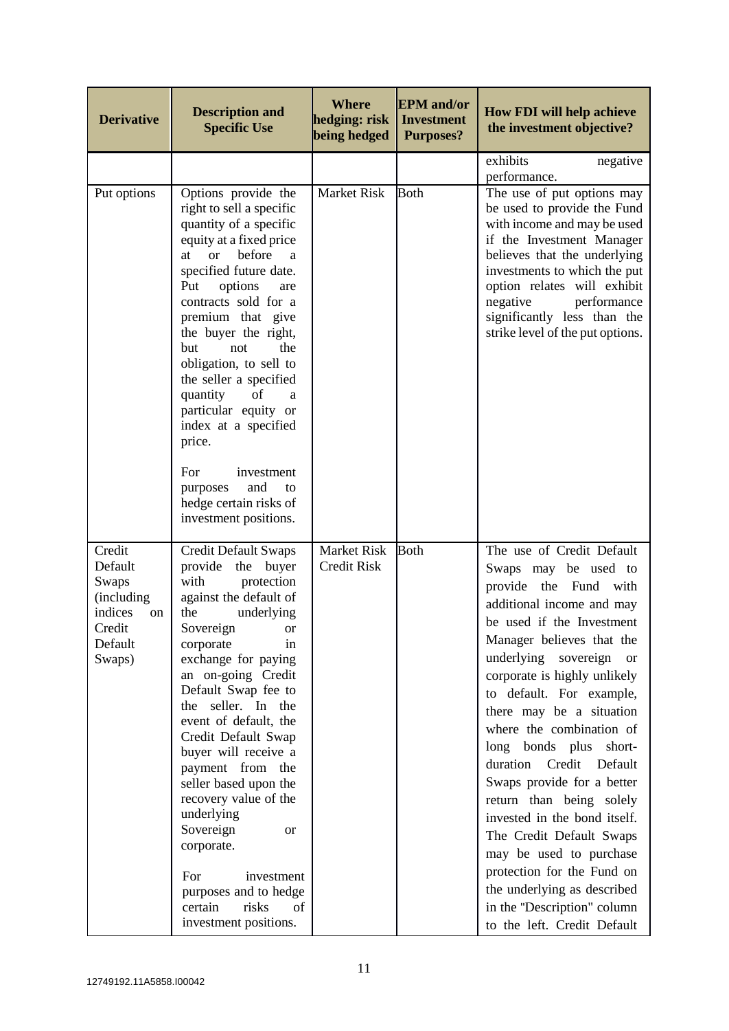| Derivative | Description and Specific Use | Where hedging: risk being hedged | EPM and/or Investment Purposes? | How FDI will help achieve the investment objective? |
|---|---|---|---|---|
| | | | | exhibits negative performance. |
| Put options | Options provide the right to sell a specific quantity of a specific equity at a fixed price at or before a specified future date. Put options are contracts sold for a premium that give the buyer the right, but not the obligation, to sell to the seller a specified quantity of a particular equity or index at a specified price.<br><br>For investment purposes and to hedge certain risks of investment positions. | Market Risk | Both | The use of put options may be used to provide the Fund with income and may be used if the Investment Manager believes that the underlying investments to which the put option relates will exhibit negative performance significantly less than the strike level of the put options. |
| Credit Default Swaps (including indices on Credit Default Swaps) | Credit Default Swaps provide the buyer with protection against the default of the underlying Sovereign or corporate in exchange for paying an on-going Credit Default Swap fee to the seller. In the event of default, the Credit Default Swap buyer will receive a payment from the seller based upon the recovery value of the underlying Sovereign or corporate.<br><br>For investment purposes and to hedge certain risks of investment positions. | Market Risk<br>Credit Risk | Both | The use of Credit Default Swaps may be used to provide the Fund with additional income and may be used if the Investment Manager believes that the underlying sovereign or corporate is highly unlikely to default. For example, there may be a situation where the combination of long bonds plus short-duration Credit Default Swaps provide for a better return than being solely invested in the bond itself. The Credit Default Swaps may be used to purchase protection for the Fund on the underlying as described in the "Description" column to the left. Credit Default |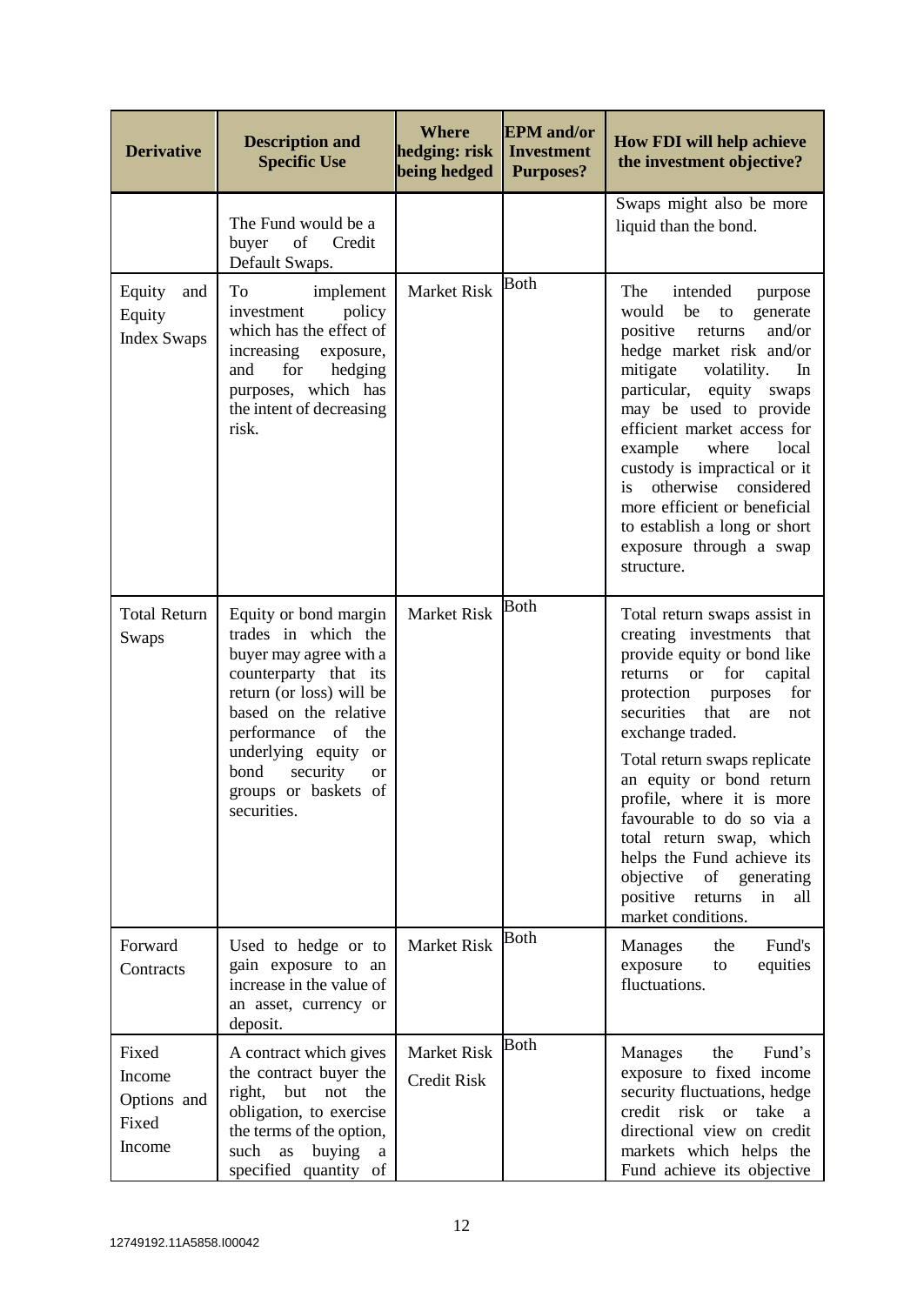| Derivative | Description and Specific Use | Where hedging: risk being hedged | EPM and/or Investment Purposes? | How FDI will help achieve the investment objective? |
|---|---|---|---|---|
| | The Fund would be a buyer of Credit Default Swaps. | | | Swaps might also be more liquid than the bond. |
| Equity and Equity Index Swaps | To implement investment policy which has the effect of increasing exposure, and for hedging purposes, which has the intent of decreasing risk. | Market Risk | Both | The intended purpose would be to generate positive returns and/or hedge market risk and/or mitigate volatility. In particular, equity swaps may be used to provide efficient market access for example where local custody is impractical or it is otherwise considered more efficient or beneficial to establish a long or short exposure through a swap structure. |
| Total Return Swaps | Equity or bond margin trades in which the buyer may agree with a counterparty that its return (or loss) will be based on the relative performance of the underlying equity or bond security or groups or baskets of securities. | Market Risk | Both | Total return swaps assist in creating investments that provide equity or bond like returns or for capital protection purposes for securities that are not exchange traded. Total return swaps replicate an equity or bond return profile, where it is more favourable to do so via a total return swap, which helps the Fund achieve its objective of generating positive returns in all market conditions. |
| Forward Contracts | Used to hedge or to gain exposure to an increase in the value of an asset, currency or deposit. | Market Risk | Both | Manages the Fund's exposure to equities fluctuations. |
| Fixed Income Options and Fixed Income | A contract which gives the contract buyer the right, but not the obligation, to exercise the terms of the option, such as buying a specified quantity of | Market Risk Credit Risk | Both | Manages the Fund's exposure to fixed income security fluctuations, hedge credit risk or take a directional view on credit markets which helps the Fund achieve its objective |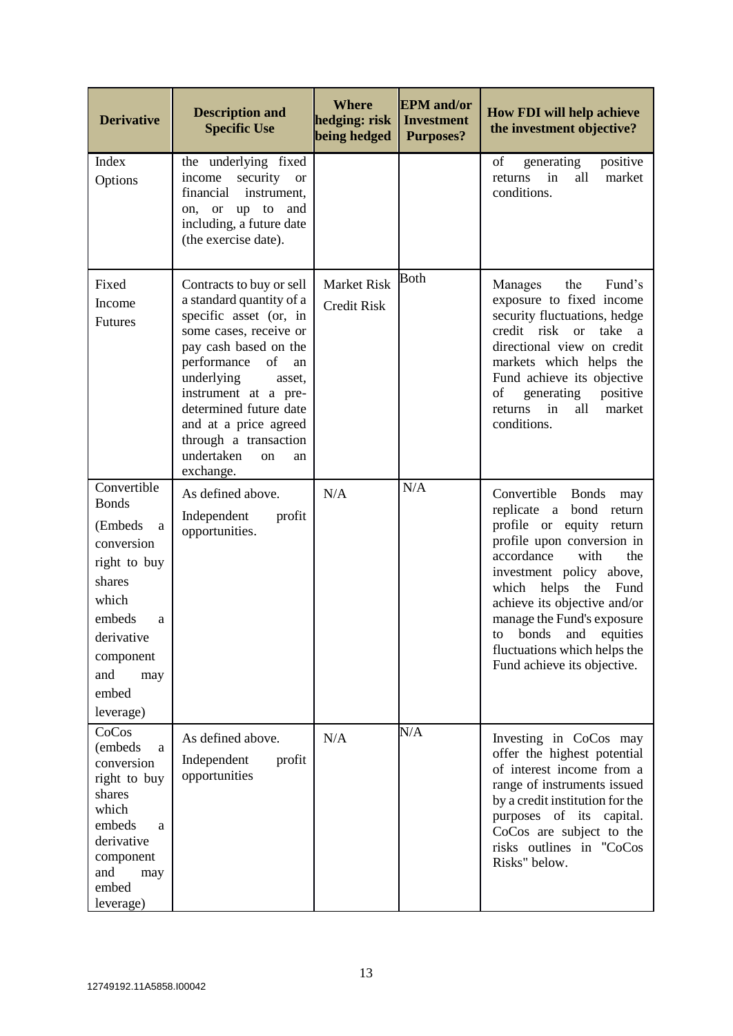| Derivative | Description and Specific Use | Where hedging: risk being hedged | EPM and/or Investment Purposes? | How FDI will help achieve the investment objective? |
|---|---|---|---|---|
| Index Options | the underlying fixed income security or financial instrument, on, or up to and including, a future date (the exercise date). | | | of generating positive returns in all market conditions. |
| Fixed Income Futures | Contracts to buy or sell a standard quantity of a specific asset (or, in some cases, receive or pay cash based on the performance of an underlying asset, instrument at a pre-determined future date and at a price agreed through a transaction undertaken on an exchange. | Market Risk<br>Credit Risk | Both | Manages the Fund's exposure to fixed income security fluctuations, hedge credit risk or take a directional view on credit markets which helps the Fund achieve its objective of generating positive returns in all market conditions. |
| Convertible Bonds (Embeds a conversion right to buy shares which embeds a derivative component and may embed leverage) | As defined above.<br>Independent profit opportunities. | N/A | N/A | Convertible Bonds may replicate a bond return profile or equity return profile upon conversion in accordance with the investment policy above, which helps the Fund achieve its objective and/or manage the Fund's exposure to bonds and equities fluctuations which helps the Fund achieve its objective. |
| CoCos (embeds a conversion right to buy shares which embeds a derivative component and may embed leverage) | As defined above.<br>Independent profit opportunities | N/A | N/A | Investing in CoCos may offer the highest potential of interest income from a range of instruments issued by a credit institution for the purposes of its capital. CoCos are subject to the risks outlines in "CoCos Risks" below. |

12749192.11A5858.I00042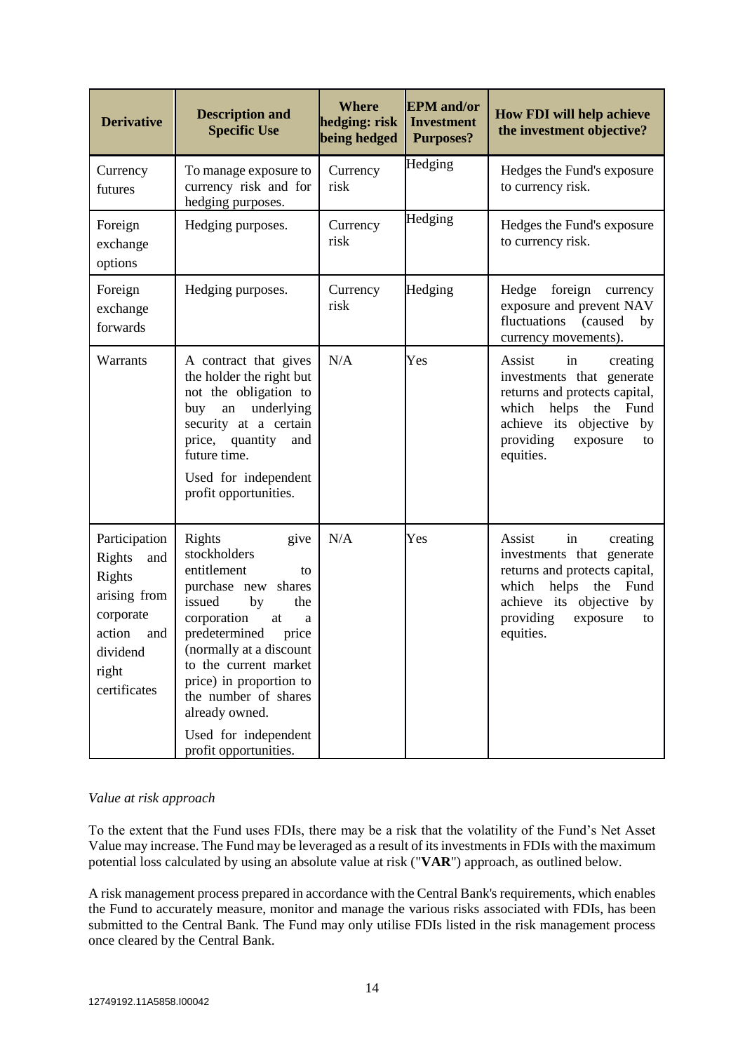| Derivative | Description and Specific Use | Where hedging: risk being hedged | EPM and/or Investment Purposes? | How FDI will help achieve the investment objective? |
| --- | --- | --- | --- | --- |
| Currency futures | To manage exposure to currency risk and for hedging purposes. | Currency risk | Hedging | Hedges the Fund's exposure to currency risk. |
| Foreign exchange options | Hedging purposes. | Currency risk | Hedging | Hedges the Fund's exposure to currency risk. |
| Foreign exchange forwards | Hedging purposes. | Currency risk | Hedging | Hedge foreign currency exposure and prevent NAV fluctuations (caused by currency movements). |
| Warrants | A contract that gives the holder the right but not the obligation to buy an underlying security at a certain price, quantity and future time.<br><br>Used for independent profit opportunities. | N/A | Yes | Assist in creating investments that generate returns and protects capital, which helps the Fund achieve its objective by providing exposure to equities. |
| Participation Rights and Rights arising from corporate action and dividend right certificates | Rights give stockholders entitlement to purchase new shares issued by the corporation at a predetermined price (normally at a discount to the current market price) in proportion to the number of shares already owned.<br><br>Used for independent profit opportunities. | N/A | Yes | Assist in creating investments that generate returns and protects capital, which helps the Fund achieve its objective by providing exposure to equities. |

*Value at risk approach*

To the extent that the Fund uses FDIs, there may be a risk that the volatility of the Fund's Net Asset Value may increase. The Fund may be leveraged as a result of its investments in FDIs with the maximum potential loss calculated by using an absolute value at risk ("**VAR**") approach, as outlined below.

A risk management process prepared in accordance with the Central Bank's requirements, which enables the Fund to accurately measure, monitor and manage the various risks associated with FDIs, has been submitted to the Central Bank. The Fund may only utilise FDIs listed in the risk management process once cleared by the Central Bank.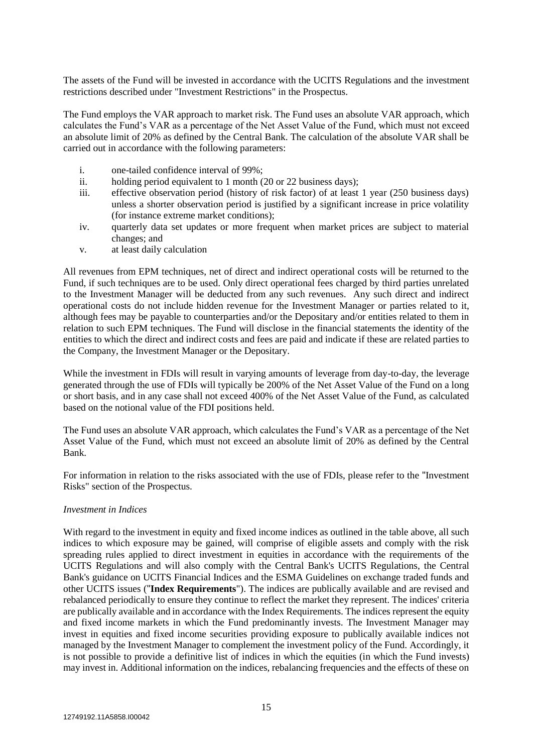The assets of the Fund will be invested in accordance with the UCITS Regulations and the investment restrictions described under "Investment Restrictions" in the Prospectus.

The Fund employs the VAR approach to market risk. The Fund uses an absolute VAR approach, which calculates the Fund's VAR as a percentage of the Net Asset Value of the Fund, which must not exceed an absolute limit of 20% as defined by the Central Bank. The calculation of the absolute VAR shall be carried out in accordance with the following parameters:

i. one-tailed confidence interval of 99%;
ii. holding period equivalent to 1 month (20 or 22 business days);
iii. effective observation period (history of risk factor) of at least 1 year (250 business days) unless a shorter observation period is justified by a significant increase in price volatility (for instance extreme market conditions);
iv. quarterly data set updates or more frequent when market prices are subject to material changes; and
v. at least daily calculation

All revenues from EPM techniques, net of direct and indirect operational costs will be returned to the Fund, if such techniques are to be used. Only direct operational fees charged by third parties unrelated to the Investment Manager will be deducted from any such revenues. Any such direct and indirect operational costs do not include hidden revenue for the Investment Manager or parties related to it, although fees may be payable to counterparties and/or the Depositary and/or entities related to them in relation to such EPM techniques. The Fund will disclose in the financial statements the identity of the entities to which the direct and indirect costs and fees are paid and indicate if these are related parties to the Company, the Investment Manager or the Depositary.

While the investment in FDIs will result in varying amounts of leverage from day-to-day, the leverage generated through the use of FDIs will typically be 200% of the Net Asset Value of the Fund on a long or short basis, and in any case shall not exceed 400% of the Net Asset Value of the Fund, as calculated based on the notional value of the FDI positions held.

The Fund uses an absolute VAR approach, which calculates the Fund's VAR as a percentage of the Net Asset Value of the Fund, which must not exceed an absolute limit of 20% as defined by the Central Bank.

For information in relation to the risks associated with the use of FDIs, please refer to the "Investment Risks" section of the Prospectus.

*Investment in Indices*

With regard to the investment in equity and fixed income indices as outlined in the table above, all such indices to which exposure may be gained, will comprise of eligible assets and comply with the risk spreading rules applied to direct investment in equities in accordance with the requirements of the UCITS Regulations and will also comply with the Central Bank's UCITS Regulations, the Central Bank's guidance on UCITS Financial Indices and the ESMA Guidelines on exchange traded funds and other UCITS issues ("**Index Requirements**"). The indices are publically available and are revised and rebalanced periodically to ensure they continue to reflect the market they represent. The indices' criteria are publically available and in accordance with the Index Requirements. The indices represent the equity and fixed income markets in which the Fund predominantly invests. The Investment Manager may invest in equities and fixed income securities providing exposure to publically available indices not managed by the Investment Manager to complement the investment policy of the Fund. Accordingly, it is not possible to provide a definitive list of indices in which the equities (in which the Fund invests) may invest in. Additional information on the indices, rebalancing frequencies and the effects of these on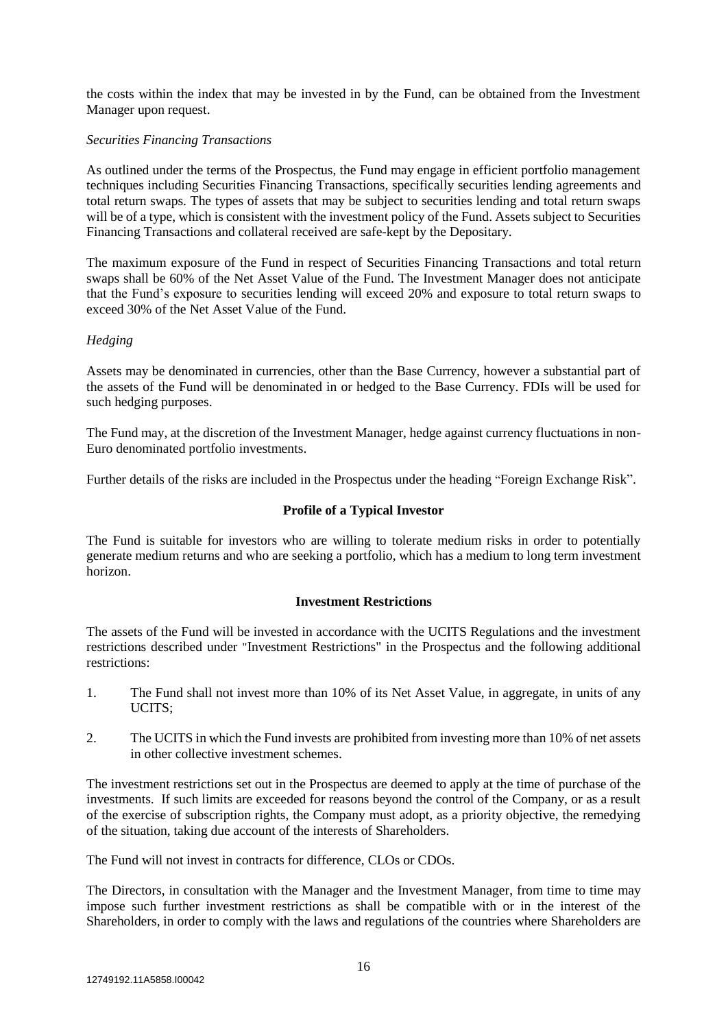the costs within the index that may be invested in by the Fund, can be obtained from the Investment Manager upon request.

*Securities Financing Transactions*

As outlined under the terms of the Prospectus, the Fund may engage in efficient portfolio management techniques including Securities Financing Transactions, specifically securities lending agreements and total return swaps. The types of assets that may be subject to securities lending and total return swaps will be of a type, which is consistent with the investment policy of the Fund. Assets subject to Securities Financing Transactions and collateral received are safe-kept by the Depositary.

The maximum exposure of the Fund in respect of Securities Financing Transactions and total return swaps shall be 60% of the Net Asset Value of the Fund. The Investment Manager does not anticipate that the Fund's exposure to securities lending will exceed 20% and exposure to total return swaps to exceed 30% of the Net Asset Value of the Fund.

*Hedging*

Assets may be denominated in currencies, other than the Base Currency, however a substantial part of the assets of the Fund will be denominated in or hedged to the Base Currency. FDIs will be used for such hedging purposes.

The Fund may, at the discretion of the Investment Manager, hedge against currency fluctuations in non-Euro denominated portfolio investments.

Further details of the risks are included in the Prospectus under the heading "Foreign Exchange Risk".

**Profile of a Typical Investor**

The Fund is suitable for investors who are willing to tolerate medium risks in order to potentially generate medium returns and who are seeking a portfolio, which has a medium to long term investment horizon.

**Investment Restrictions**

The assets of the Fund will be invested in accordance with the UCITS Regulations and the investment restrictions described under "Investment Restrictions" in the Prospectus and the following additional restrictions:

1. The Fund shall not invest more than 10% of its Net Asset Value, in aggregate, in units of any UCITS;
2. The UCITS in which the Fund invests are prohibited from investing more than 10% of net assets in other collective investment schemes.

The investment restrictions set out in the Prospectus are deemed to apply at the time of purchase of the investments. If such limits are exceeded for reasons beyond the control of the Company, or as a result of the exercise of subscription rights, the Company must adopt, as a priority objective, the remedying of the situation, taking due account of the interests of Shareholders.

The Fund will not invest in contracts for difference, CLOs or CDOs.

The Directors, in consultation with the Manager and the Investment Manager, from time to time may impose such further investment restrictions as shall be compatible with or in the interest of the Shareholders, in order to comply with the laws and regulations of the countries where Shareholders are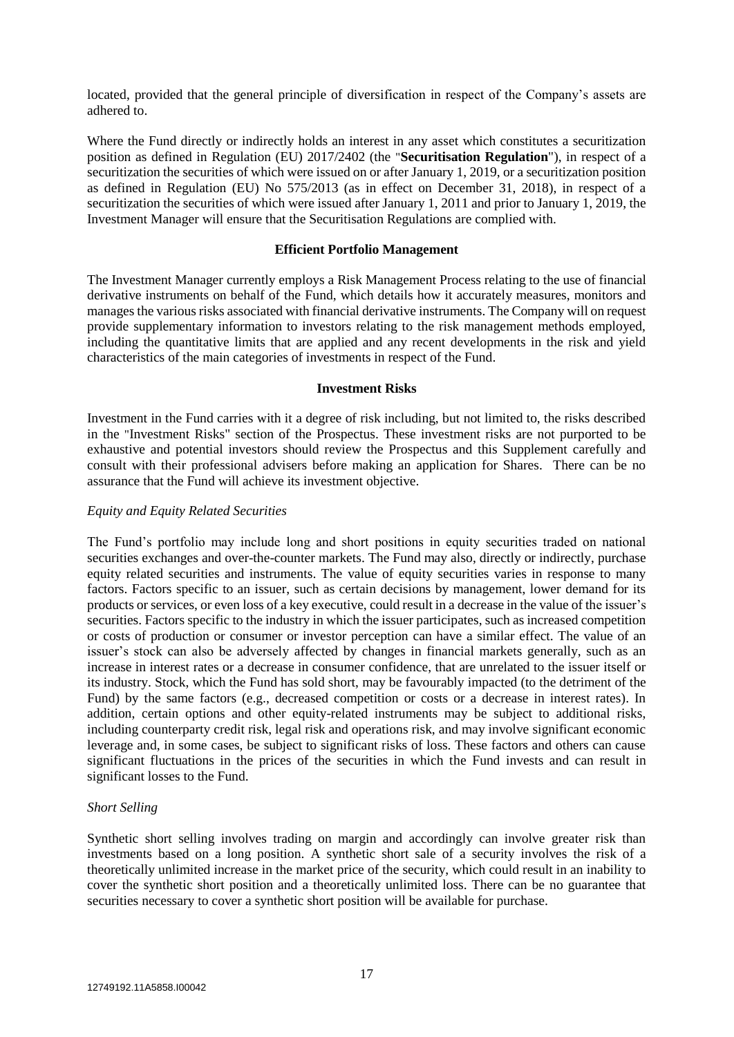located, provided that the general principle of diversification in respect of the Company's assets are adhered to.

Where the Fund directly or indirectly holds an interest in any asset which constitutes a securitization position as defined in Regulation (EU) 2017/2402 (the "**Securitisation Regulation**"), in respect of a securitization the securities of which were issued on or after January 1, 2019, or a securitization position as defined in Regulation (EU) No 575/2013 (as in effect on December 31, 2018), in respect of a securitization the securities of which were issued after January 1, 2011 and prior to January 1, 2019, the Investment Manager will ensure that the Securitisation Regulations are complied with.

**Efficient Portfolio Management**

The Investment Manager currently employs a Risk Management Process relating to the use of financial derivative instruments on behalf of the Fund, which details how it accurately measures, monitors and manages the various risks associated with financial derivative instruments. The Company will on request provide supplementary information to investors relating to the risk management methods employed, including the quantitative limits that are applied and any recent developments in the risk and yield characteristics of the main categories of investments in respect of the Fund.

**Investment Risks**

Investment in the Fund carries with it a degree of risk including, but not limited to, the risks described in the "Investment Risks" section of the Prospectus. These investment risks are not purported to be exhaustive and potential investors should review the Prospectus and this Supplement carefully and consult with their professional advisers before making an application for Shares. There can be no assurance that the Fund will achieve its investment objective.

*Equity and Equity Related Securities*

The Fund's portfolio may include long and short positions in equity securities traded on national securities exchanges and over-the-counter markets. The Fund may also, directly or indirectly, purchase equity related securities and instruments. The value of equity securities varies in response to many factors. Factors specific to an issuer, such as certain decisions by management, lower demand for its products or services, or even loss of a key executive, could result in a decrease in the value of the issuer's securities. Factors specific to the industry in which the issuer participates, such as increased competition or costs of production or consumer or investor perception can have a similar effect. The value of an issuer's stock can also be adversely affected by changes in financial markets generally, such as an increase in interest rates or a decrease in consumer confidence, that are unrelated to the issuer itself or its industry. Stock, which the Fund has sold short, may be favourably impacted (to the detriment of the Fund) by the same factors (e.g., decreased competition or costs or a decrease in interest rates). In addition, certain options and other equity-related instruments may be subject to additional risks, including counterparty credit risk, legal risk and operations risk, and may involve significant economic leverage and, in some cases, be subject to significant risks of loss. These factors and others can cause significant fluctuations in the prices of the securities in which the Fund invests and can result in significant losses to the Fund.

*Short Selling*

Synthetic short selling involves trading on margin and accordingly can involve greater risk than investments based on a long position. A synthetic short sale of a security involves the risk of a theoretically unlimited increase in the market price of the security, which could result in an inability to cover the synthetic short position and a theoretically unlimited loss. There can be no guarantee that securities necessary to cover a synthetic short position will be available for purchase.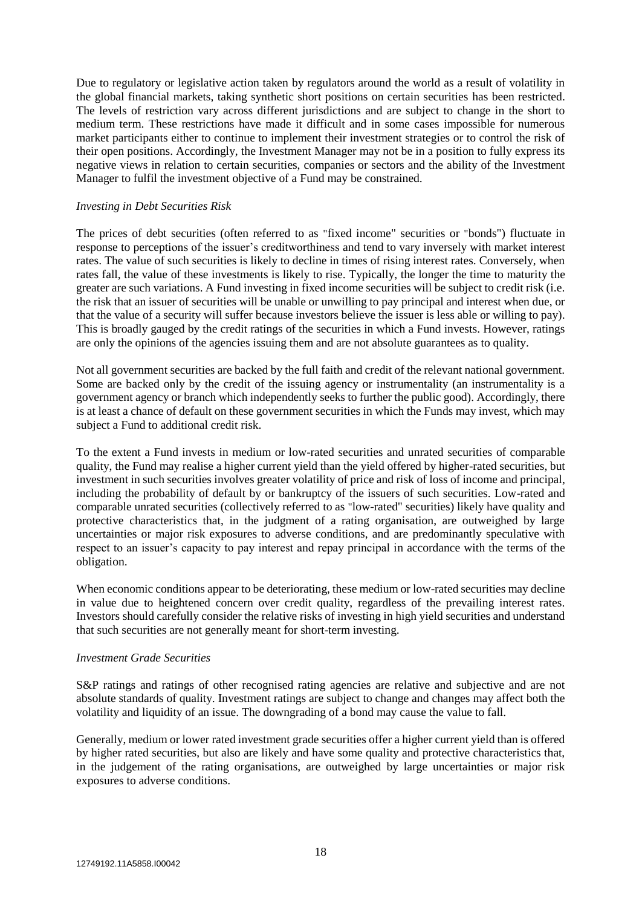Due to regulatory or legislative action taken by regulators around the world as a result of volatility in the global financial markets, taking synthetic short positions on certain securities has been restricted. The levels of restriction vary across different jurisdictions and are subject to change in the short to medium term. These restrictions have made it difficult and in some cases impossible for numerous market participants either to continue to implement their investment strategies or to control the risk of their open positions. Accordingly, the Investment Manager may not be in a position to fully express its negative views in relation to certain securities, companies or sectors and the ability of the Investment Manager to fulfil the investment objective of a Fund may be constrained.

*Investing in Debt Securities Risk*

The prices of debt securities (often referred to as "fixed income" securities or "bonds") fluctuate in response to perceptions of the issuer's creditworthiness and tend to vary inversely with market interest rates. The value of such securities is likely to decline in times of rising interest rates. Conversely, when rates fall, the value of these investments is likely to rise. Typically, the longer the time to maturity the greater are such variations. A Fund investing in fixed income securities will be subject to credit risk (i.e. the risk that an issuer of securities will be unable or unwilling to pay principal and interest when due, or that the value of a security will suffer because investors believe the issuer is less able or willing to pay). This is broadly gauged by the credit ratings of the securities in which a Fund invests. However, ratings are only the opinions of the agencies issuing them and are not absolute guarantees as to quality.

Not all government securities are backed by the full faith and credit of the relevant national government. Some are backed only by the credit of the issuing agency or instrumentality (an instrumentality is a government agency or branch which independently seeks to further the public good). Accordingly, there is at least a chance of default on these government securities in which the Funds may invest, which may subject a Fund to additional credit risk.

To the extent a Fund invests in medium or low-rated securities and unrated securities of comparable quality, the Fund may realise a higher current yield than the yield offered by higher-rated securities, but investment in such securities involves greater volatility of price and risk of loss of income and principal, including the probability of default by or bankruptcy of the issuers of such securities. Low-rated and comparable unrated securities (collectively referred to as "low-rated" securities) likely have quality and protective characteristics that, in the judgment of a rating organisation, are outweighed by large uncertainties or major risk exposures to adverse conditions, and are predominantly speculative with respect to an issuer's capacity to pay interest and repay principal in accordance with the terms of the obligation.

When economic conditions appear to be deteriorating, these medium or low-rated securities may decline in value due to heightened concern over credit quality, regardless of the prevailing interest rates. Investors should carefully consider the relative risks of investing in high yield securities and understand that such securities are not generally meant for short-term investing.

*Investment Grade Securities*

S&P ratings and ratings of other recognised rating agencies are relative and subjective and are not absolute standards of quality. Investment ratings are subject to change and changes may affect both the volatility and liquidity of an issue. The downgrading of a bond may cause the value to fall.

Generally, medium or lower rated investment grade securities offer a higher current yield than is offered by higher rated securities, but also are likely and have some quality and protective characteristics that, in the judgement of the rating organisations, are outweighed by large uncertainties or major risk exposures to adverse conditions.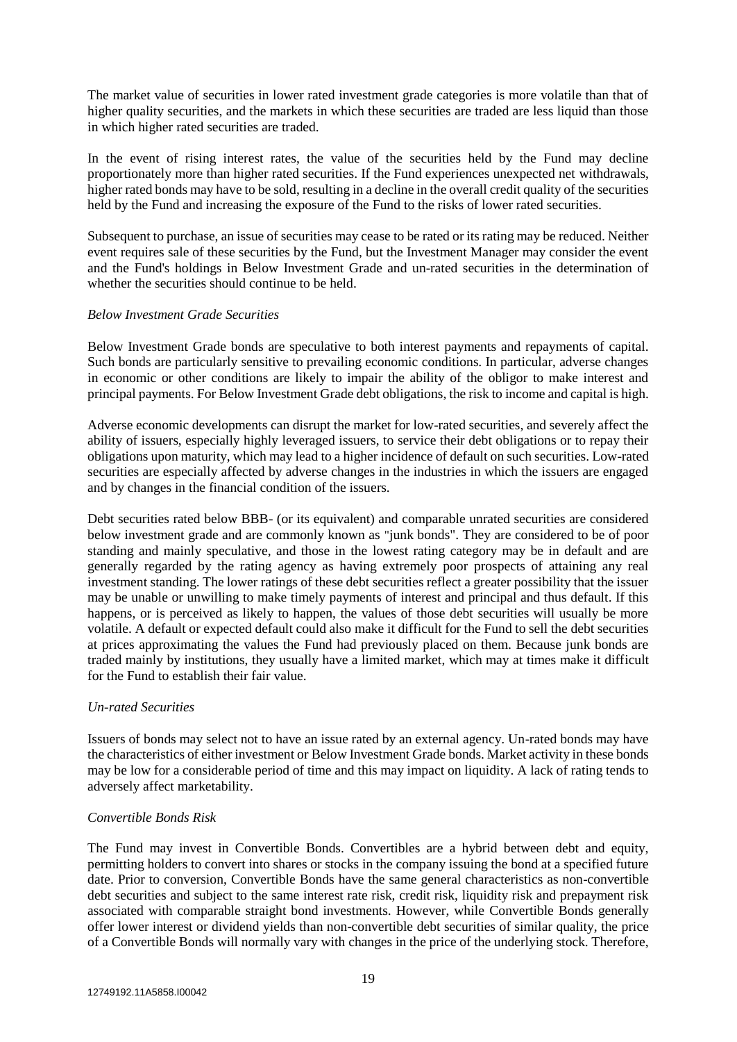The market value of securities in lower rated investment grade categories is more volatile than that of higher quality securities, and the markets in which these securities are traded are less liquid than those in which higher rated securities are traded.

In the event of rising interest rates, the value of the securities held by the Fund may decline proportionately more than higher rated securities. If the Fund experiences unexpected net withdrawals, higher rated bonds may have to be sold, resulting in a decline in the overall credit quality of the securities held by the Fund and increasing the exposure of the Fund to the risks of lower rated securities.

Subsequent to purchase, an issue of securities may cease to be rated or its rating may be reduced. Neither event requires sale of these securities by the Fund, but the Investment Manager may consider the event and the Fund's holdings in Below Investment Grade and un-rated securities in the determination of whether the securities should continue to be held.

*Below Investment Grade Securities*

Below Investment Grade bonds are speculative to both interest payments and repayments of capital. Such bonds are particularly sensitive to prevailing economic conditions. In particular, adverse changes in economic or other conditions are likely to impair the ability of the obligor to make interest and principal payments. For Below Investment Grade debt obligations, the risk to income and capital is high.

Adverse economic developments can disrupt the market for low-rated securities, and severely affect the ability of issuers, especially highly leveraged issuers, to service their debt obligations or to repay their obligations upon maturity, which may lead to a higher incidence of default on such securities. Low-rated securities are especially affected by adverse changes in the industries in which the issuers are engaged and by changes in the financial condition of the issuers.

Debt securities rated below BBB- (or its equivalent) and comparable unrated securities are considered below investment grade and are commonly known as "junk bonds". They are considered to be of poor standing and mainly speculative, and those in the lowest rating category may be in default and are generally regarded by the rating agency as having extremely poor prospects of attaining any real investment standing. The lower ratings of these debt securities reflect a greater possibility that the issuer may be unable or unwilling to make timely payments of interest and principal and thus default. If this happens, or is perceived as likely to happen, the values of those debt securities will usually be more volatile. A default or expected default could also make it difficult for the Fund to sell the debt securities at prices approximating the values the Fund had previously placed on them. Because junk bonds are traded mainly by institutions, they usually have a limited market, which may at times make it difficult for the Fund to establish their fair value.

*Un-rated Securities*

Issuers of bonds may select not to have an issue rated by an external agency. Un-rated bonds may have the characteristics of either investment or Below Investment Grade bonds. Market activity in these bonds may be low for a considerable period of time and this may impact on liquidity. A lack of rating tends to adversely affect marketability.

*Convertible Bonds Risk*

The Fund may invest in Convertible Bonds. Convertibles are a hybrid between debt and equity, permitting holders to convert into shares or stocks in the company issuing the bond at a specified future date. Prior to conversion, Convertible Bonds have the same general characteristics as non-convertible debt securities and subject to the same interest rate risk, credit risk, liquidity risk and prepayment risk associated with comparable straight bond investments. However, while Convertible Bonds generally offer lower interest or dividend yields than non-convertible debt securities of similar quality, the price of a Convertible Bonds will normally vary with changes in the price of the underlying stock. Therefore,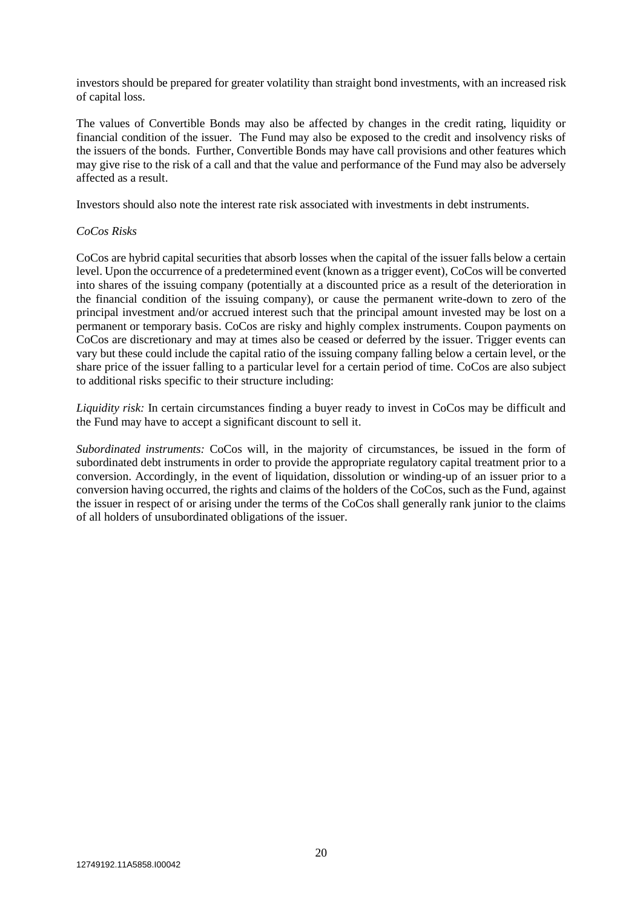investors should be prepared for greater volatility than straight bond investments, with an increased risk of capital loss.

The values of Convertible Bonds may also be affected by changes in the credit rating, liquidity or financial condition of the issuer. The Fund may also be exposed to the credit and insolvency risks of the issuers of the bonds. Further, Convertible Bonds may have call provisions and other features which may give rise to the risk of a call and that the value and performance of the Fund may also be adversely affected as a result.

Investors should also note the interest rate risk associated with investments in debt instruments.

*CoCos Risks*

CoCos are hybrid capital securities that absorb losses when the capital of the issuer falls below a certain level. Upon the occurrence of a predetermined event (known as a trigger event), CoCos will be converted into shares of the issuing company (potentially at a discounted price as a result of the deterioration in the financial condition of the issuing company), or cause the permanent write-down to zero of the principal investment and/or accrued interest such that the principal amount invested may be lost on a permanent or temporary basis. CoCos are risky and highly complex instruments. Coupon payments on CoCos are discretionary and may at times also be ceased or deferred by the issuer. Trigger events can vary but these could include the capital ratio of the issuing company falling below a certain level, or the share price of the issuer falling to a particular level for a certain period of time. CoCos are also subject to additional risks specific to their structure including:

*Liquidity risk:* In certain circumstances finding a buyer ready to invest in CoCos may be difficult and the Fund may have to accept a significant discount to sell it.

*Subordinated instruments:* CoCos will, in the majority of circumstances, be issued in the form of subordinated debt instruments in order to provide the appropriate regulatory capital treatment prior to a conversion. Accordingly, in the event of liquidation, dissolution or winding-up of an issuer prior to a conversion having occurred, the rights and claims of the holders of the CoCos, such as the Fund, against the issuer in respect of or arising under the terms of the CoCos shall generally rank junior to the claims of all holders of unsubordinated obligations of the issuer.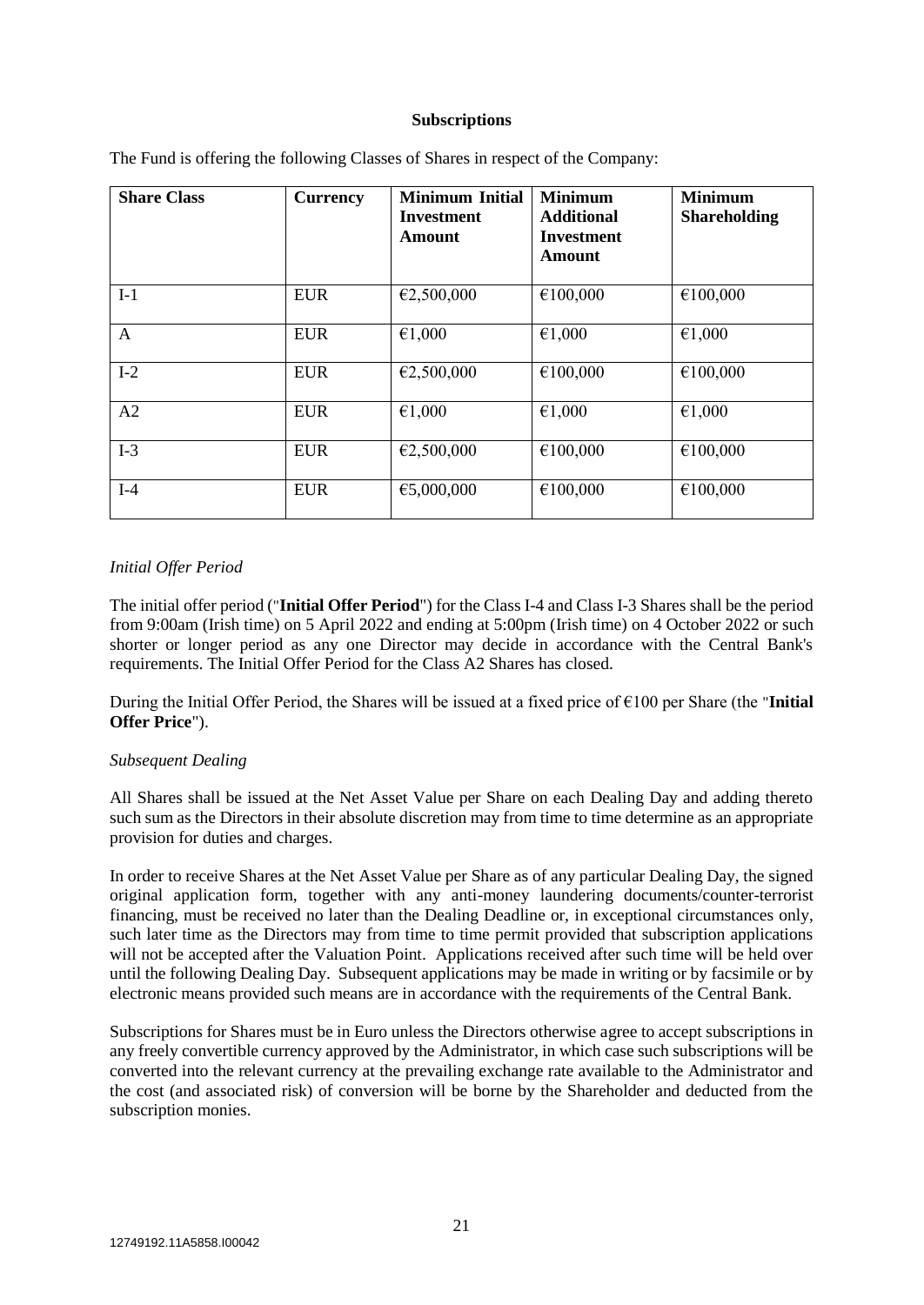**Subscriptions**

The Fund is offering the following Classes of Shares in respect of the Company:

| Share Class | Currency | Minimum Initial Investment Amount | Minimum Additional Investment Amount | Minimum Shareholding |
|---|---|---|---|---|
| I-1 | EUR | €2,500,000 | €100,000 | €100,000 |
| A | EUR | €1,000 | €1,000 | €1,000 |
| I-2 | EUR | €2,500,000 | €100,000 | €100,000 |
| A2 | EUR | €1,000 | €1,000 | €1,000 |
| I-3 | EUR | €2,500,000 | €100,000 | €100,000 |
| I-4 | EUR | €5,000,000 | €100,000 | €100,000 |

*Initial Offer Period*

The initial offer period ("**Initial Offer Period**") for the Class I-4 and Class I-3 Shares shall be the period from 9:00am (Irish time) on 5 April 2022 and ending at 5:00pm (Irish time) on 4 October 2022 or such shorter or longer period as any one Director may decide in accordance with the Central Bank's requirements. The Initial Offer Period for the Class A2 Shares has closed.

During the Initial Offer Period, the Shares will be issued at a fixed price of €100 per Share (the "**Initial Offer Price**").

*Subsequent Dealing*

All Shares shall be issued at the Net Asset Value per Share on each Dealing Day and adding thereto such sum as the Directors in their absolute discretion may from time to time determine as an appropriate provision for duties and charges.

In order to receive Shares at the Net Asset Value per Share as of any particular Dealing Day, the signed original application form, together with any anti-money laundering documents/counter-terrorist financing, must be received no later than the Dealing Deadline or, in exceptional circumstances only, such later time as the Directors may from time to time permit provided that subscription applications will not be accepted after the Valuation Point. Applications received after such time will be held over until the following Dealing Day. Subsequent applications may be made in writing or by facsimile or by electronic means provided such means are in accordance with the requirements of the Central Bank.

Subscriptions for Shares must be in Euro unless the Directors otherwise agree to accept subscriptions in any freely convertible currency approved by the Administrator, in which case such subscriptions will be converted into the relevant currency at the prevailing exchange rate available to the Administrator and the cost (and associated risk) of conversion will be borne by the Shareholder and deducted from the subscription monies.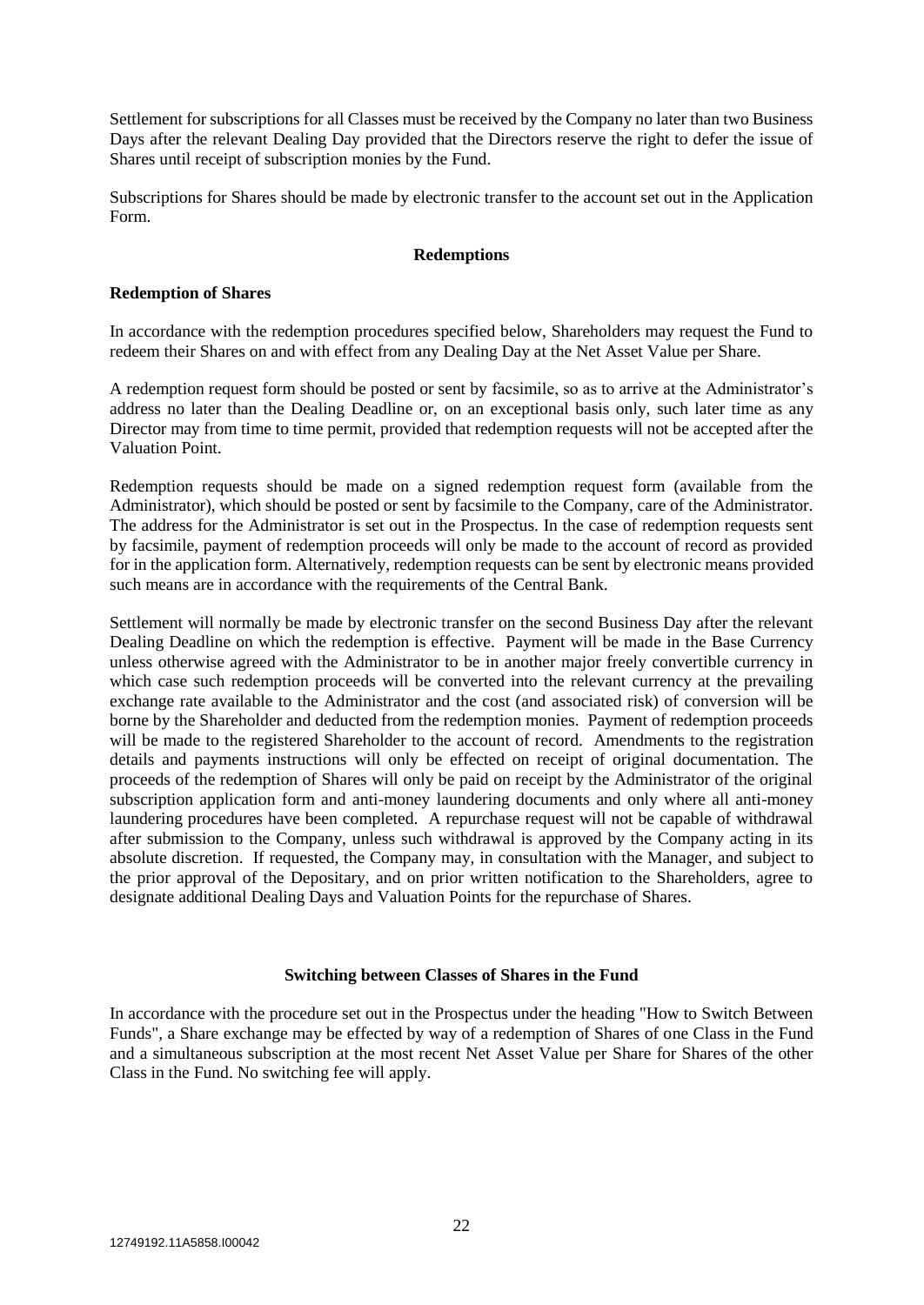Settlement for subscriptions for all Classes must be received by the Company no later than two Business Days after the relevant Dealing Day provided that the Directors reserve the right to defer the issue of Shares until receipt of subscription monies by the Fund.

Subscriptions for Shares should be made by electronic transfer to the account set out in the Application Form.

## Redemptions

**Redemption of Shares**

In accordance with the redemption procedures specified below, Shareholders may request the Fund to redeem their Shares on and with effect from any Dealing Day at the Net Asset Value per Share.

A redemption request form should be posted or sent by facsimile, so as to arrive at the Administrator's address no later than the Dealing Deadline or, on an exceptional basis only, such later time as any Director may from time to time permit, provided that redemption requests will not be accepted after the Valuation Point.

Redemption requests should be made on a signed redemption request form (available from the Administrator), which should be posted or sent by facsimile to the Company, care of the Administrator. The address for the Administrator is set out in the Prospectus. In the case of redemption requests sent by facsimile, payment of redemption proceeds will only be made to the account of record as provided for in the application form. Alternatively, redemption requests can be sent by electronic means provided such means are in accordance with the requirements of the Central Bank.

Settlement will normally be made by electronic transfer on the second Business Day after the relevant Dealing Deadline on which the redemption is effective. Payment will be made in the Base Currency unless otherwise agreed with the Administrator to be in another major freely convertible currency in which case such redemption proceeds will be converted into the relevant currency at the prevailing exchange rate available to the Administrator and the cost (and associated risk) of conversion will be borne by the Shareholder and deducted from the redemption monies. Payment of redemption proceeds will be made to the registered Shareholder to the account of record. Amendments to the registration details and payments instructions will only be effected on receipt of original documentation. The proceeds of the redemption of Shares will only be paid on receipt by the Administrator of the original subscription application form and anti-money laundering documents and only where all anti-money laundering procedures have been completed. A repurchase request will not be capable of withdrawal after submission to the Company, unless such withdrawal is approved by the Company acting in its absolute discretion. If requested, the Company may, in consultation with the Manager, and subject to the prior approval of the Depositary, and on prior written notification to the Shareholders, agree to designate additional Dealing Days and Valuation Points for the repurchase of Shares.

## Switching between Classes of Shares in the Fund

In accordance with the procedure set out in the Prospectus under the heading "How to Switch Between Funds", a Share exchange may be effected by way of a redemption of Shares of one Class in the Fund and a simultaneous subscription at the most recent Net Asset Value per Share for Shares of the other Class in the Fund. No switching fee will apply.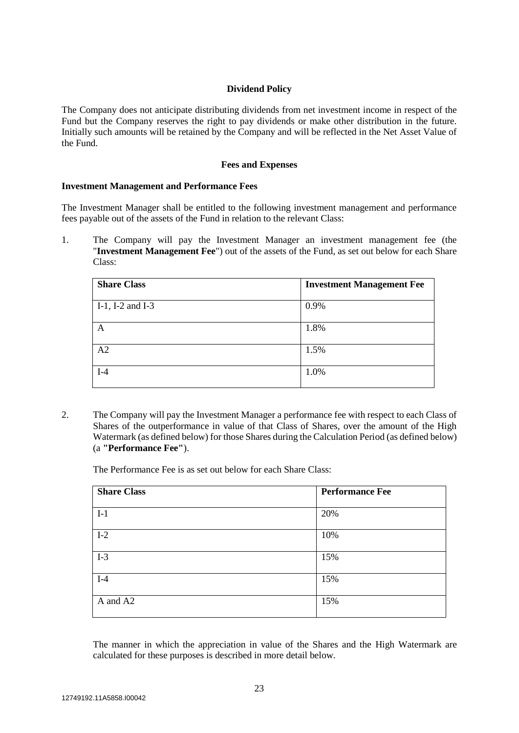## Dividend Policy

The Company does not anticipate distributing dividends from net investment income in respect of the Fund but the Company reserves the right to pay dividends or make other distribution in the future. Initially such amounts will be retained by the Company and will be reflected in the Net Asset Value of the Fund.

## Fees and Expenses

### Investment Management and Performance Fees

The Investment Manager shall be entitled to the following investment management and performance fees payable out of the assets of the Fund in relation to the relevant Class:

1. The Company will pay the Investment Manager an investment management fee (the "**Investment Management Fee**") out of the assets of the Fund, as set out below for each Share Class:

| Share Class | Investment Management Fee |
|---|---|
| I-1, I-2 and I-3 | 0.9% |
| A | 1.8% |
| A2 | 1.5% |
| I-4 | 1.0% |

2. The Company will pay the Investment Manager a performance fee with respect to each Class of Shares of the outperformance in value of that Class of Shares, over the amount of the High Watermark (as defined below) for those Shares during the Calculation Period (as defined below) (a **"Performance Fee"**).

   The Performance Fee is as set out below for each Share Class:

| Share Class | Performance Fee |
|---|---|
| I-1 | 20% |
| I-2 | 10% |
| I-3 | 15% |
| I-4 | 15% |
| A and A2 | 15% |

   The manner in which the appreciation in value of the Shares and the High Watermark are calculated for these purposes is described in more detail below.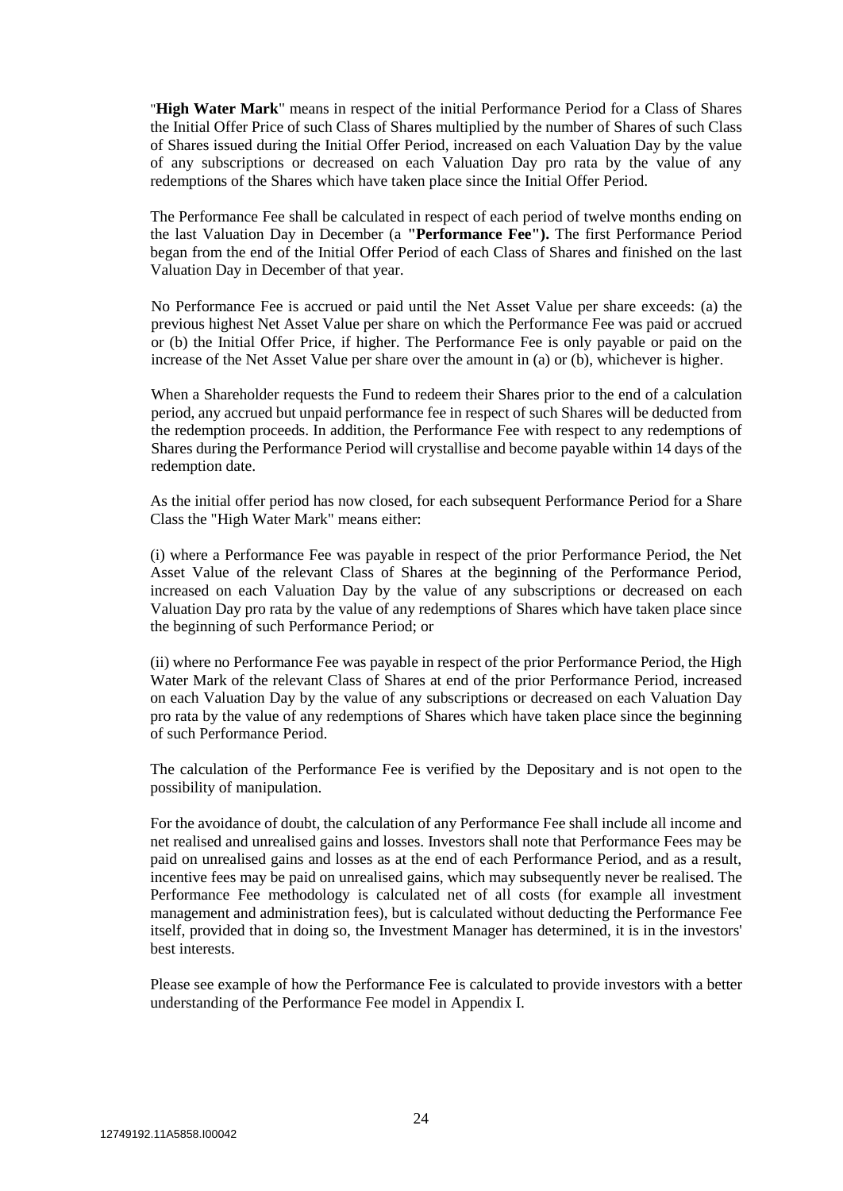"**High Water Mark**" means in respect of the initial Performance Period for a Class of Shares the Initial Offer Price of such Class of Shares multiplied by the number of Shares of such Class of Shares issued during the Initial Offer Period, increased on each Valuation Day by the value of any subscriptions or decreased on each Valuation Day pro rata by the value of any redemptions of the Shares which have taken place since the Initial Offer Period.

The Performance Fee shall be calculated in respect of each period of twelve months ending on the last Valuation Day in December (a **"Performance Fee").** The first Performance Period began from the end of the Initial Offer Period of each Class of Shares and finished on the last Valuation Day in December of that year.

No Performance Fee is accrued or paid until the Net Asset Value per share exceeds: (a) the previous highest Net Asset Value per share on which the Performance Fee was paid or accrued or (b) the Initial Offer Price, if higher. The Performance Fee is only payable or paid on the increase of the Net Asset Value per share over the amount in (a) or (b), whichever is higher.

When a Shareholder requests the Fund to redeem their Shares prior to the end of a calculation period, any accrued but unpaid performance fee in respect of such Shares will be deducted from the redemption proceeds. In addition, the Performance Fee with respect to any redemptions of Shares during the Performance Period will crystallise and become payable within 14 days of the redemption date.

As the initial offer period has now closed, for each subsequent Performance Period for a Share Class the "High Water Mark" means either:

(i) where a Performance Fee was payable in respect of the prior Performance Period, the Net Asset Value of the relevant Class of Shares at the beginning of the Performance Period, increased on each Valuation Day by the value of any subscriptions or decreased on each Valuation Day pro rata by the value of any redemptions of Shares which have taken place since the beginning of such Performance Period; or

(ii) where no Performance Fee was payable in respect of the prior Performance Period, the High Water Mark of the relevant Class of Shares at end of the prior Performance Period, increased on each Valuation Day by the value of any subscriptions or decreased on each Valuation Day pro rata by the value of any redemptions of Shares which have taken place since the beginning of such Performance Period.

The calculation of the Performance Fee is verified by the Depositary and is not open to the possibility of manipulation.

For the avoidance of doubt, the calculation of any Performance Fee shall include all income and net realised and unrealised gains and losses. Investors shall note that Performance Fees may be paid on unrealised gains and losses as at the end of each Performance Period, and as a result, incentive fees may be paid on unrealised gains, which may subsequently never be realised. The Performance Fee methodology is calculated net of all costs (for example all investment management and administration fees), but is calculated without deducting the Performance Fee itself, provided that in doing so, the Investment Manager has determined, it is in the investors' best interests.

Please see example of how the Performance Fee is calculated to provide investors with a better understanding of the Performance Fee model in Appendix I.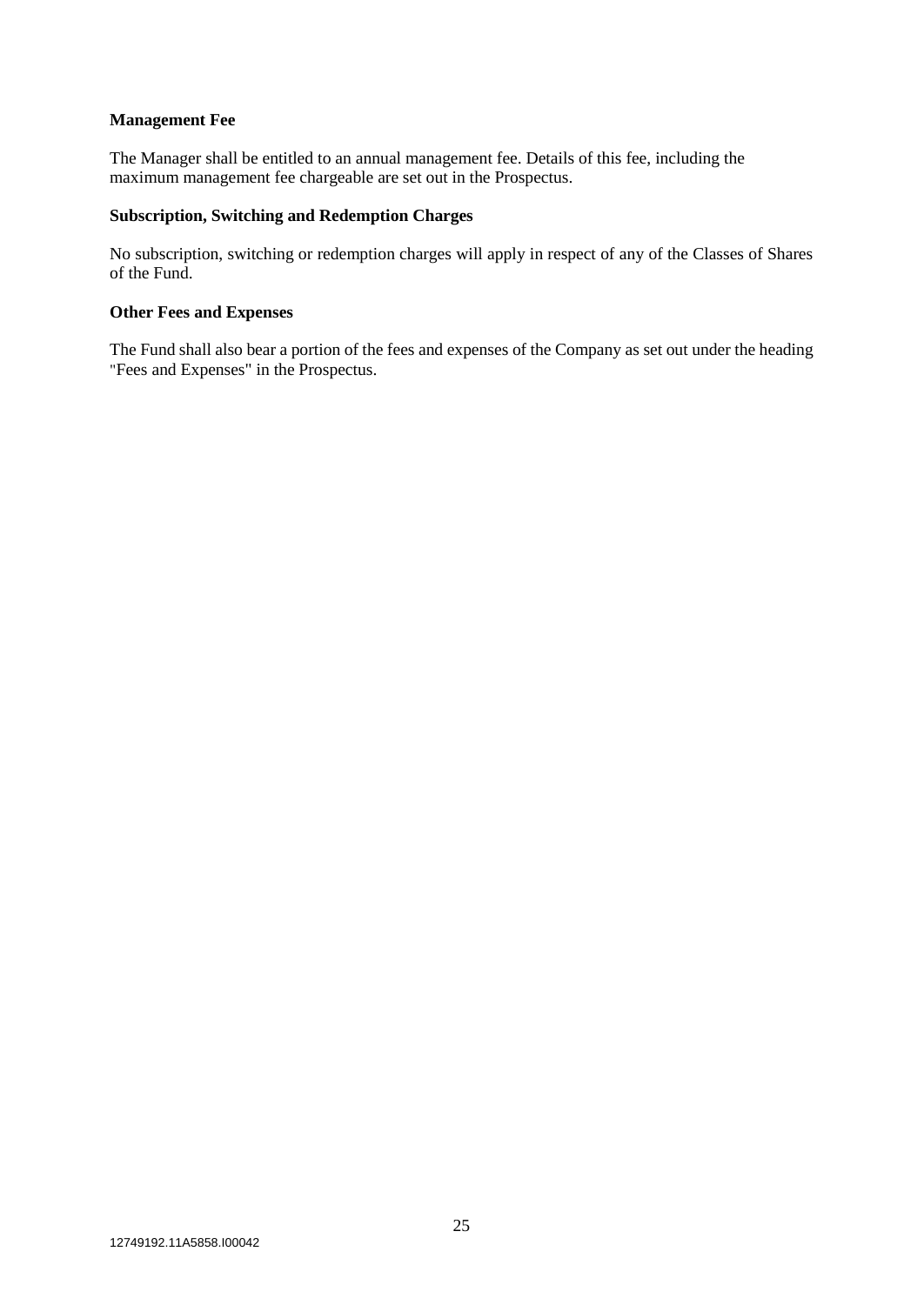**Management Fee**

The Manager shall be entitled to an annual management fee. Details of this fee, including the maximum management fee chargeable are set out in the Prospectus.

**Subscription, Switching and Redemption Charges**

No subscription, switching or redemption charges will apply in respect of any of the Classes of Shares of the Fund.

**Other Fees and Expenses**

The Fund shall also bear a portion of the fees and expenses of the Company as set out under the heading "Fees and Expenses" in the Prospectus.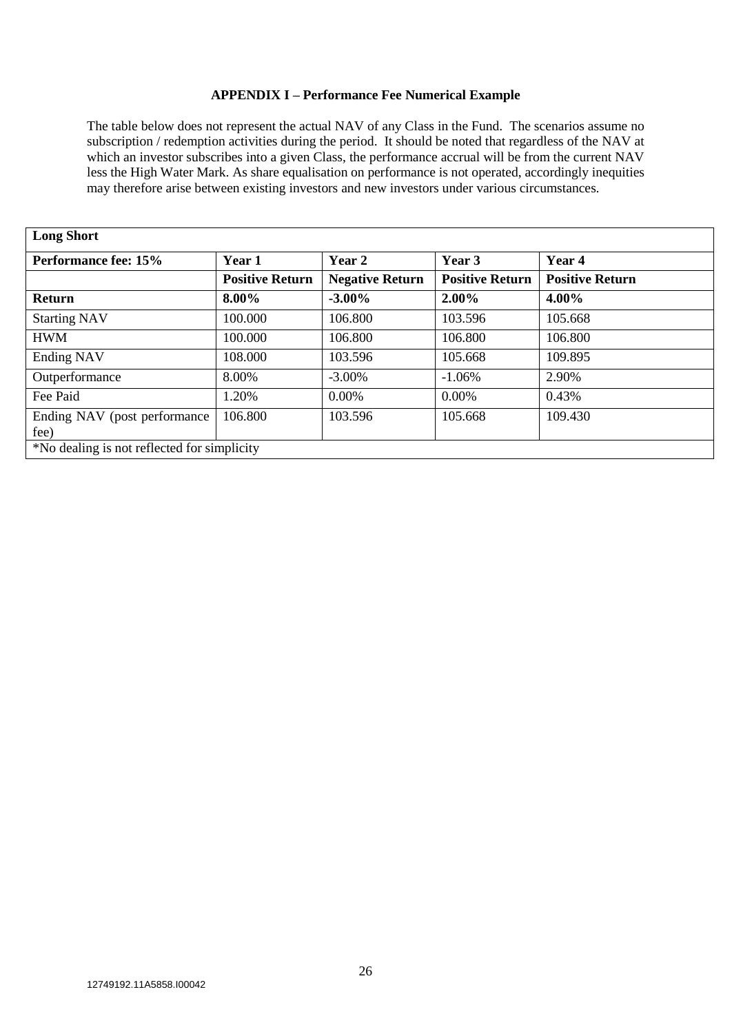## APPENDIX I – Performance Fee Numerical Example

The table below does not represent the actual NAV of any Class in the Fund. The scenarios assume no subscription / redemption activities during the period. It should be noted that regardless of the NAV at which an investor subscribes into a given Class, the performance accrual will be from the current NAV less the High Water Mark. As share equalisation on performance is not operated, accordingly inequities may therefore arise between existing investors and new investors under various circumstances.

| **Long Short** | | | | |
|---|---|---|---|---|
| **Performance fee: 15%** | **Year 1** | **Year 2** | **Year 3** | **Year 4** |
| | **Positive Return** | **Negative Return** | **Positive Return** | **Positive Return** |
| **Return** | **8.00%** | **-3.00%** | **2.00%** | **4.00%** |
| Starting NAV | 100.000 | 106.800 | 103.596 | 105.668 |
| HWM | 100.000 | 106.800 | 106.800 | 106.800 |
| Ending NAV | 108.000 | 103.596 | 105.668 | 109.895 |
| Outperformance | 8.00% | -3.00% | -1.06% | 2.90% |
| Fee Paid | 1.20% | 0.00% | 0.00% | 0.43% |
| Ending NAV (post performance fee) | 106.800 | 103.596 | 105.668 | 109.430 |
| *No dealing is not reflected for simplicity | | | | |

12749192.11A5858.I00042